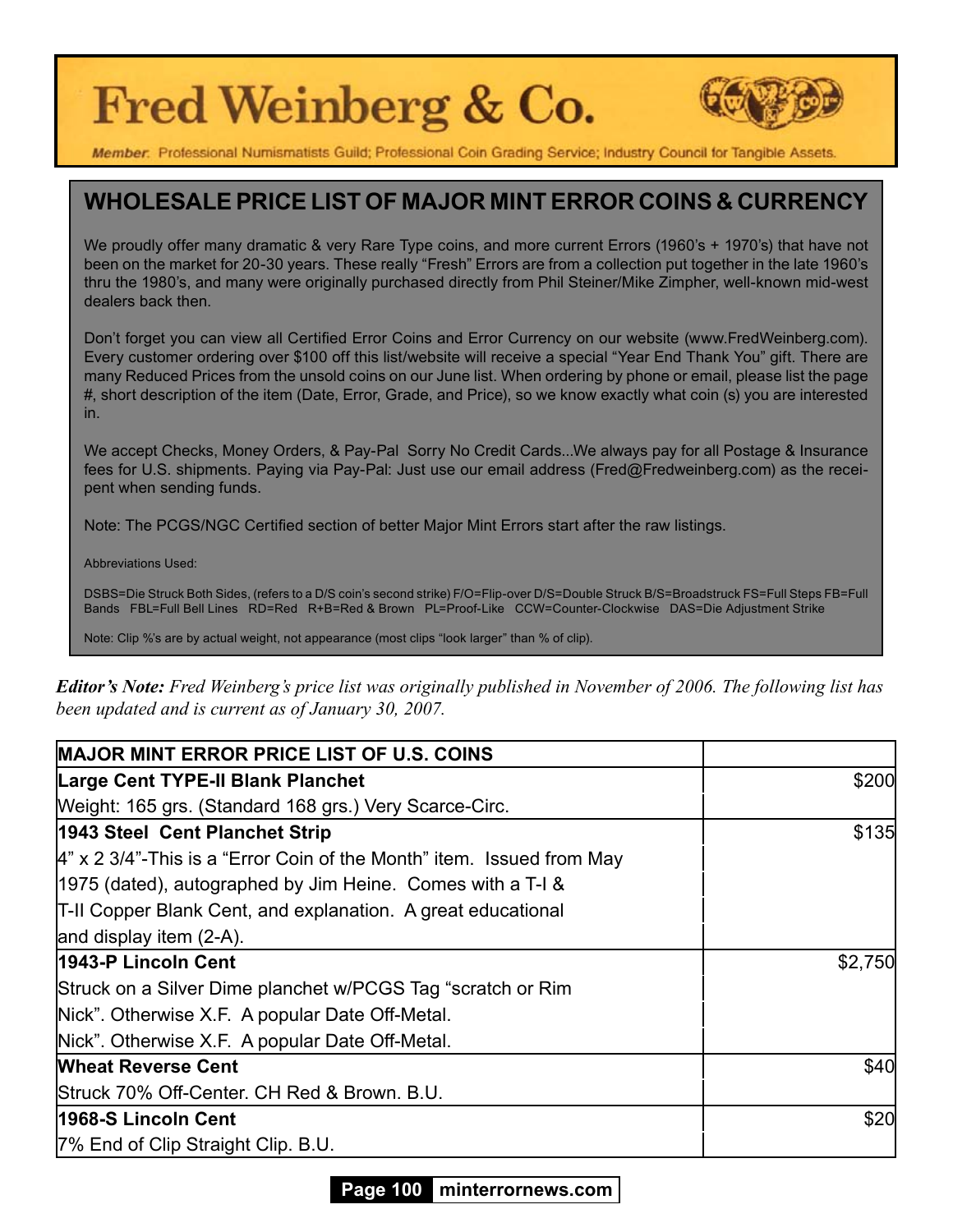# Fred Weinberg & Co.

*Member:* Professional Numismatists Guild; Professional Coin Grading Service; Industry Council for Tangible Assets.

## WHOLESALE PRICE LIST OF MAJOR MINT ERROR COINS & CURRENCY

We proudly offer many dramatic & very Rare Type coins, and more current Errors (1960's + 1970's) that have not been on the market for 20-30 years. These really "Fresh" Errors are from a collection put together in the late 1960's thru the 1980's, and many were originally purchased directly from Phil Steiner/Mike Zimpher, well-known mid-west dealers back then.

Don't forget you can view all Certified Error Coins and Error Currency on our website (www.FredWeinberg.com). Every customer ordering over $100 off this list/website will receive a special "Year End Thank You" gift. There are many Reduced Prices from the unsold coins on our June list. When ordering by phone or email, please list the page #, short description of the item (Date, Error, Grade, and Price), so we know exactly what coin (s) you are interested in.

We accept Checks, Money Orders, & Pay-Pal Sorry No Credit Cards...We always pay for all Postage & Insurance fees for U.S. shipments. Paying via Pay-Pal: Just use our email address (Fred@Fredweinberg.com) as the recei-pent when sending funds.

Note: The PCGS/NGC Certified section of better Major Mint Errors start after the raw listings.

Abbreviations Used:

DSBS=Die Struck Both Sides, (refers to a D/S coin's second strike) F/O=Flip-over D/S=Double Struck B/S=Broadstruck FS=Full Steps FB=Full Bands FBL=Full Bell Lines RD=Red R+B=Red & Brown PL=Proof-Like CCW=Counter-Clockwise DAS=Die Adjustment Strike

Note: Clip %'s are by actual weight, not appearance (most clips "look larger" than % of clip).

***Editor's Note:*** *Fred Weinberg's price list was originally published in November of 2006. The following list has been updated and is current as of January 30, 2007.*

| MAJOR MINT ERROR PRICE LIST OF U.S. COINS | |
|---|---|
| **Large Cent TYPE-II Blank Planchet** | $200 |
| Weight: 165 grs. (Standard 168 grs.) Very Scarce-Circ. | |
| **1943 Steel Cent Planchet Strip** | $135 |
| 4" x 2 3/4"-This is a "Error Coin of the Month" item. Issued from May 1975 (dated), autographed by Jim Heine. Comes with a T-I & T-II Copper Blank Cent, and explanation. A great educational and display item (2-A). | |
| **1943-P Lincoln Cent** | $2,750 |
| Struck on a Silver Dime planchet w/PCGS Tag "scratch or Rim Nick". Otherwise X.F. A popular Date Off-Metal. Nick". Otherwise X.F. A popular Date Off-Metal. | |
| **Wheat Reverse Cent** | $40 |
| Struck 70% Off-Center. CH Red & Brown. B.U. | |
| **1968-S Lincoln Cent** | $20 |
| 7% End of Clip Straight Clip. B.U. | |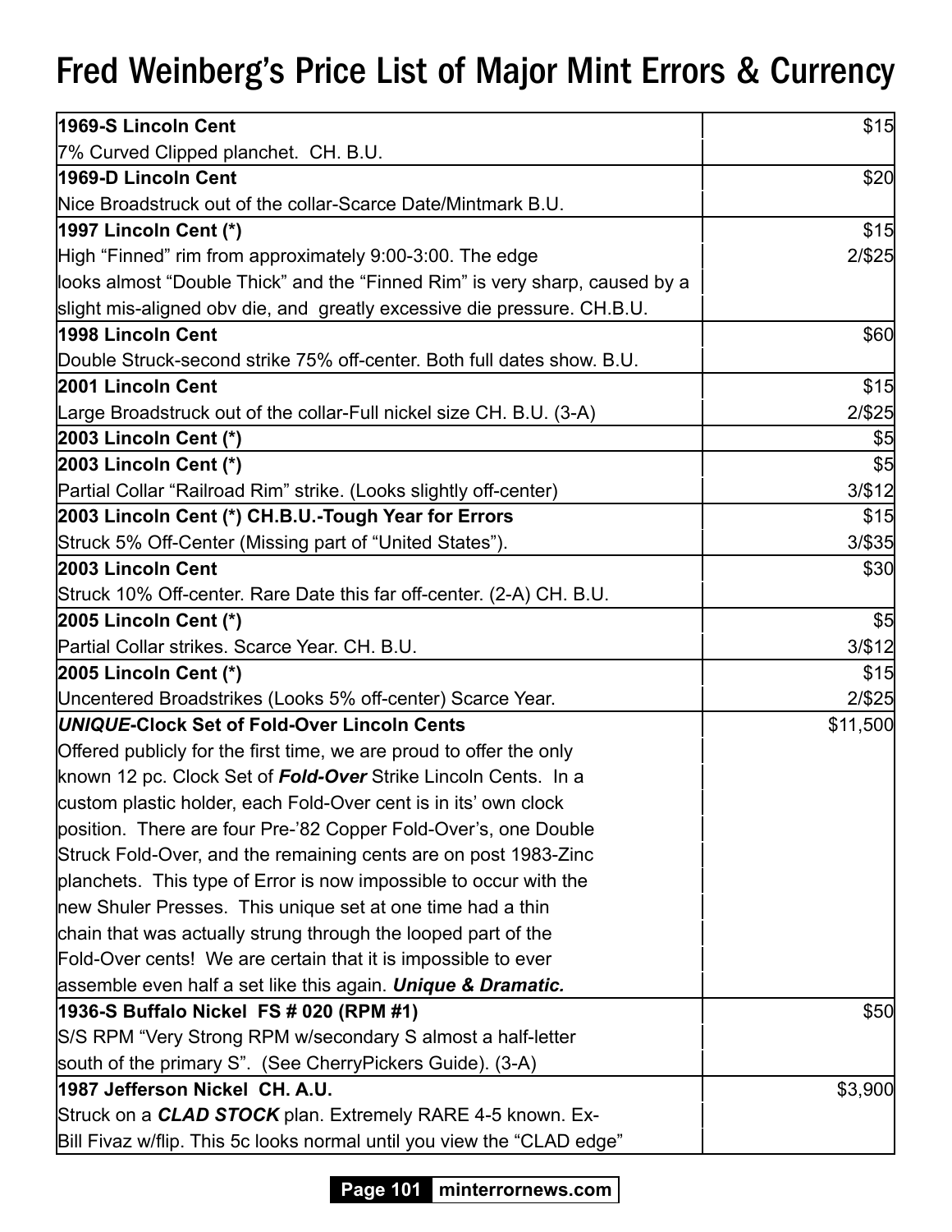# Fred Weinberg's Price List of Major Mint Errors & Currency

| Item | Price |
|---|---|
| **1969-S Lincoln Cent**<br>7% Curved Clipped planchet. CH. B.U. | $15 |
| **1969-D Lincoln Cent**<br>Nice Broadstruck out of the collar-Scarce Date/Mintmark B.U. | $20 |
| **1997 Lincoln Cent (*)**<br>High "Finned" rim from approximately 9:00-3:00. The edge looks almost "Double Thick" and the "Finned Rim" is very sharp, caused by a slight mis-aligned obv die, and greatly excessive die pressure. CH.B.U. | $15<br>2/$25 |
| **1998 Lincoln Cent**<br>Double Struck-second strike 75% off-center. Both full dates show. B.U. | $60 |
| **2001 Lincoln Cent**<br>Large Broadstruck out of the collar-Full nickel size CH. B.U. (3-A) | $15<br>2/$25 |
| **2003 Lincoln Cent (*)** | $5 |
| **2003 Lincoln Cent (*)**<br>Partial Collar "Railroad Rim" strike. (Looks slightly off-center) | $5<br>3/$12 |
| **2003 Lincoln Cent (*) CH.B.U.-Tough Year for Errors**<br>Struck 5% Off-Center (Missing part of "United States"). | $15<br>3/$35 |
| **2003 Lincoln Cent**<br>Struck 10% Off-center. Rare Date this far off-center. (2-A) CH. B.U. | $30 |
| **2005 Lincoln Cent (*)**<br>Partial Collar strikes. Scarce Year. CH. B.U. | $5<br>3/$12 |
| **2005 Lincoln Cent (*)**<br>Uncentered Broadstrikes (Looks 5% off-center) Scarce Year. | $15<br>2/$25 |
| ***UNIQUE*-Clock Set of Fold-Over Lincoln Cents**<br>Offered publicly for the first time, we are proud to offer the only known 12 pc. Clock Set of ***Fold-Over*** Strike Lincoln Cents. In a custom plastic holder, each Fold-Over cent is in its' own clock position. There are four Pre-'82 Copper Fold-Over's, one Double Struck Fold-Over, and the remaining cents are on post 1983-Zinc planchets. This type of Error is now impossible to occur with the new Shuler Presses. This unique set at one time had a thin chain that was actually strung through the looped part of the Fold-Over cents! We are certain that it is impossible to ever assemble even half a set like this again. ***Unique & Dramatic.*** | $11,500 |
| **1936-S Buffalo Nickel FS # 020 (RPM #1)**<br>S/S RPM "Very Strong RPM w/secondary S almost a half-letter south of the primary S". (See CherryPickers Guide). (3-A) | $50 |
| **1987 Jefferson Nickel CH. A.U.**<br>Struck on a ***CLAD STOCK*** plan. Extremely RARE 4-5 known. Ex-Bill Fivaz w/flip. This 5c looks normal until you view the "CLAD edge" | $3,900 |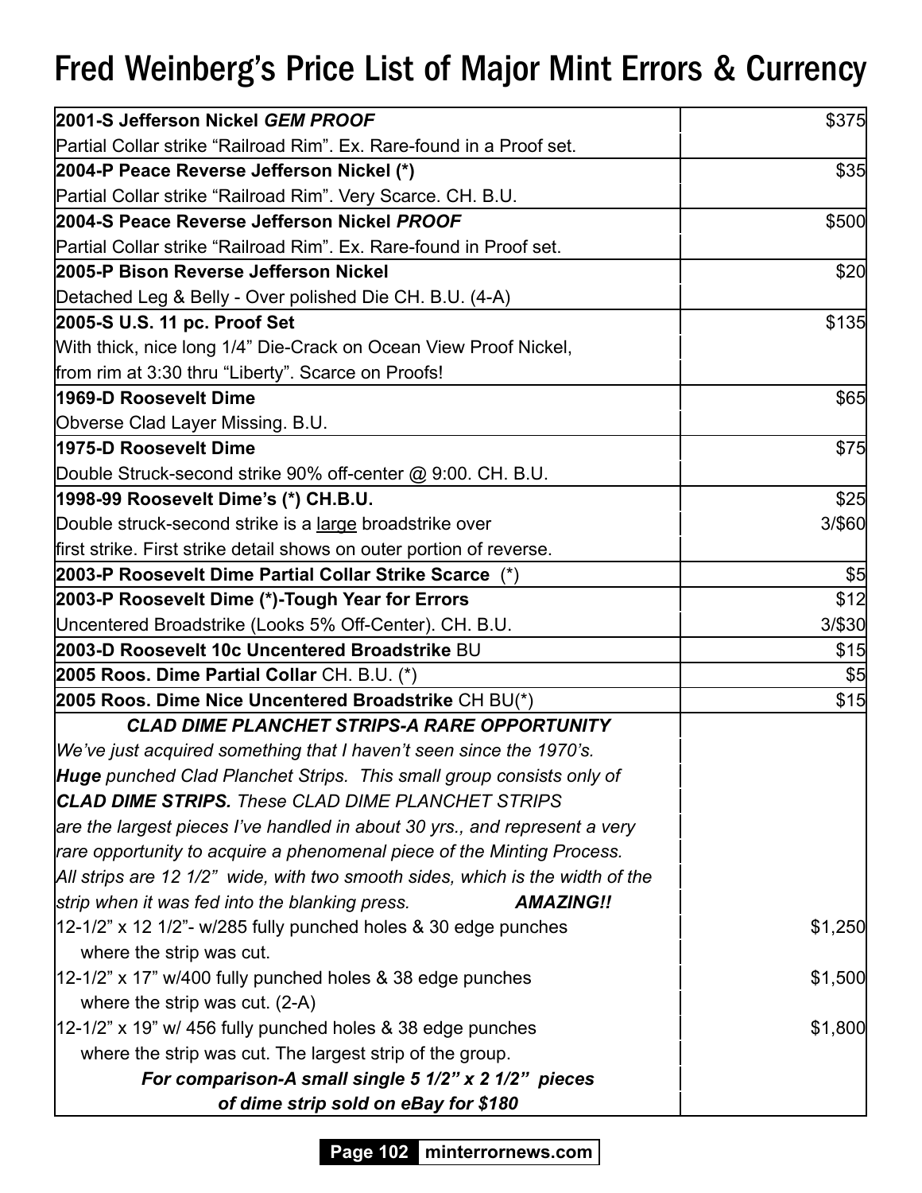# Fred Weinberg's Price List of Major Mint Errors & Currency

| Item | Price |
|---|---|
| **2001-S Jefferson Nickel *GEM PROOF***<br>Partial Collar strike "Railroad Rim". Ex. Rare-found in a Proof set. | $375 |
| **2004-P Peace Reverse Jefferson Nickel (*)**<br>Partial Collar strike "Railroad Rim". Very Scarce. CH. B.U. | $35 |
| **2004-S Peace Reverse Jefferson Nickel *PROOF***<br>Partial Collar strike "Railroad Rim". Ex. Rare-found in Proof set. | $500 |
| **2005-P Bison Reverse Jefferson Nickel**<br>Detached Leg & Belly - Over polished Die CH. B.U. (4-A) | $20 |
| **2005-S U.S. 11 pc. Proof Set**<br>With thick, nice long 1/4" Die-Crack on Ocean View Proof Nickel,<br>from rim at 3:30 thru "Liberty". Scarce on Proofs! | $135 |
| **1969-D Roosevelt Dime**<br>Obverse Clad Layer Missing. B.U. | $65 |
| **1975-D Roosevelt Dime**<br>Double Struck-second strike 90% off-center @ 9:00. CH. B.U. | $75 |
| **1998-99 Roosevelt Dime's (*) CH.B.U.**<br>Double struck-second strike is a <u>large</u> broadstrike over<br>first strike. First strike detail shows on outer portion of reverse. | $25<br>3/$60 |
| **2003-P Roosevelt Dime Partial Collar Strike Scarce** (*) | $5 |
| **2003-P Roosevelt Dime (*)-Tough Year for Errors**<br>Uncentered Broadstrike (Looks 5% Off-Center). CH. B.U. | $12<br>3/$30 |
| **2003-D Roosevelt 10c Uncentered Broadstrike** BU | $15 |
| **2005 Roos. Dime Partial Collar** CH. B.U. (*) | $5 |
| **2005 Roos. Dime Nice Uncentered Broadstrike** CH BU(*) | $15 |
| ***CLAD DIME PLANCHET STRIPS-A RARE OPPORTUNITY***<br>*We've just acquired something that I haven't seen since the 1970's.*<br>***Huge** punched Clad Planchet Strips. This small group consists only of*<br>***CLAD DIME STRIPS.** These CLAD DIME PLANCHET STRIPS*<br>*are the largest pieces I've handled in about 30 yrs., and represent a very*<br>*rare opportunity to acquire a phenomenal piece of the Minting Process.*<br>*All strips are 12 1/2" wide, with two smooth sides, which is the width of the*<br>*strip when it was fed into the blanking press.* ***AMAZING!!*** | |
| 12-1/2" x 12 1/2"- w/285 fully punched holes & 30 edge punches<br>where the strip was cut. | $1,250 |
| 12-1/2" x 17" w/400 fully punched holes & 38 edge punches<br>where the strip was cut. (2-A) | $1,500 |
| 12-1/2" x 19" w/ 456 fully punched holes & 38 edge punches<br>where the strip was cut. The largest strip of the group. | $1,800 |
| ***For comparison-A small single 5 1/2" x 2 1/2" pieces***<br>***of dime strip sold on eBay for $180*** | |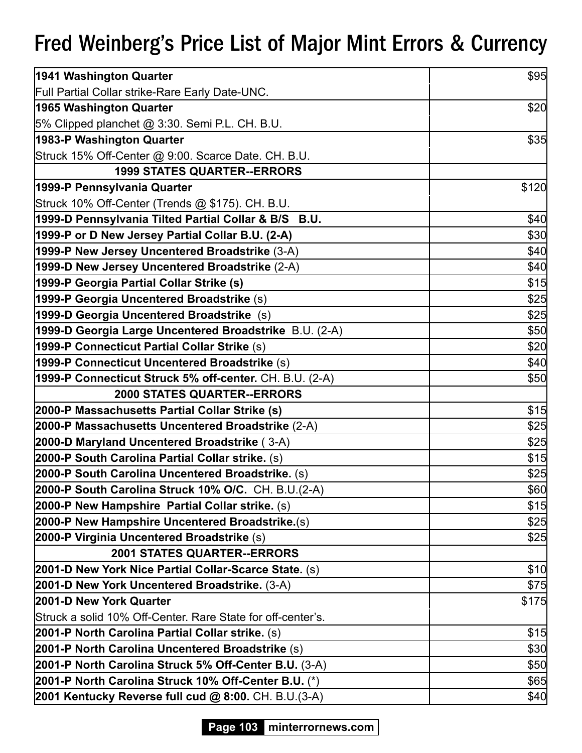# Fred Weinberg's Price List of Major Mint Errors & Currency

| | |
|---|---|
| **1941 Washington Quarter**<br>Full Partial Collar strike-Rare Early Date-UNC. | $95 |
| **1965 Washington Quarter**<br>5% Clipped planchet @ 3:30. Semi P.L. CH. B.U. | $20 |
| **1983-P Washington Quarter**<br>Struck 15% Off-Center @ 9:00. Scarce Date. CH. B.U. | $35 |
| **1999 STATES QUARTER--ERRORS** | |
| **1999-P Pennsylvania Quarter**<br>Struck 10% Off-Center (Trends @ $175). CH. B.U. | $120 |
| **1999-D Pennsylvania Tilted Partial Collar & B/S B.U.** | $40 |
| **1999-P or D New Jersey Partial Collar B.U. (2-A)** | $30 |
| **1999-P New Jersey Uncentered Broadstrike** (3-A) | $40 |
| **1999-D New Jersey Uncentered Broadstrike** (2-A) | $40 |
| **1999-P Georgia Partial Collar Strike (s)** | $15 |
| **1999-P Georgia Uncentered Broadstrike** (s) | $25 |
| **1999-D Georgia Uncentered Broadstrike** (s) | $25 |
| **1999-D Georgia Large Uncentered Broadstrike** B.U. (2-A) | $50 |
| **1999-P Connecticut Partial Collar Strike** (s) | $20 |
| **1999-P Connecticut Uncentered Broadstrike** (s) | $40 |
| **1999-P Connecticut Struck 5% off-center.** CH. B.U. (2-A) | $50 |
| **2000 STATES QUARTER--ERRORS** | |
| **2000-P Massachusetts Partial Collar Strike (s)** | $15 |
| **2000-P Massachusetts Uncentered Broadstrike** (2-A) | $25 |
| **2000-D Maryland Uncentered Broadstrike** ( 3-A) | $25 |
| **2000-P South Carolina Partial Collar strike.** (s) | $15 |
| **2000-P South Carolina Uncentered Broadstrike.** (s) | $25 |
| **2000-P South Carolina Struck 10% O/C.** CH. B.U.(2-A) | $60 |
| **2000-P New Hampshire Partial Collar strike.** (s) | $15 |
| **2000-P New Hampshire Uncentered Broadstrike.**(s) | $25 |
| **2000-P Virginia Uncentered Broadstrike** (s) | $25 |
| **2001 STATES QUARTER--ERRORS** | |
| **2001-D New York Nice Partial Collar-Scarce State.** (s) | $10 |
| **2001-D New York Uncentered Broadstrike.** (3-A) | $75 |
| **2001-D New York Quarter**<br>Struck a solid 10% Off-Center. Rare State for off-center's. | $175 |
| **2001-P North Carolina Partial Collar strike.** (s) | $15 |
| **2001-P North Carolina Uncentered Broadstrike** (s) | $30 |
| **2001-P North Carolina Struck 5% Off-Center B.U.** (3-A) | $50 |
| **2001-P North Carolina Struck 10% Off-Center B.U.** (*) | $65 |
| **2001 Kentucky Reverse full cud @ 8:00.** CH. B.U.(3-A) | $40 |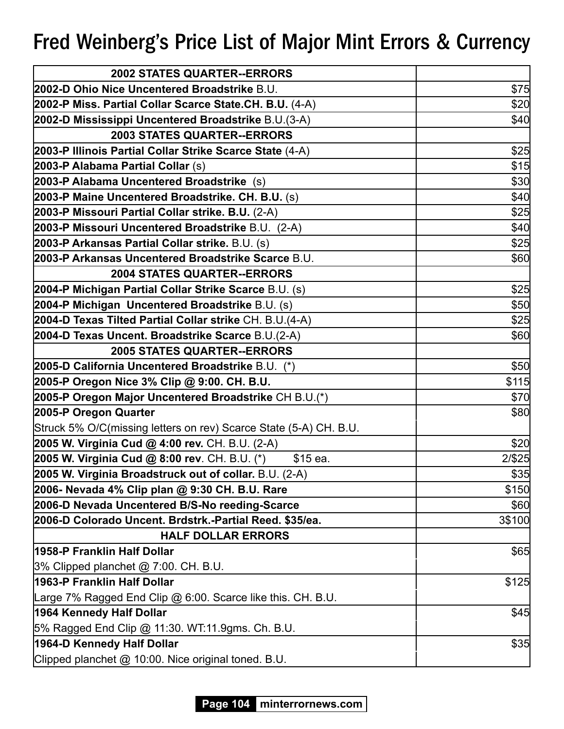# Fred Weinberg's Price List of Major Mint Errors & Currency

| **2002 STATES QUARTER--ERRORS** | |
|---|---|
| **2002-D Ohio Nice Uncentered Broadstrike** B.U. | $75 |
| **2002-P Miss. Partial Collar Scarce State.CH. B.U.** (4-A) | $20 |
| **2002-D Mississippi Uncentered Broadstrike** B.U.(3-A) | $40 |
| **2003 STATES QUARTER--ERRORS** | |
| **2003-P Illinois Partial Collar Strike Scarce State** (4-A) | $25 |
| **2003-P Alabama Partial Collar** (s) | $15 |
| **2003-P Alabama Uncentered Broadstrike** (s) | $30 |
| **2003-P Maine Uncentered Broadstrike. CH. B.U.** (s) | $40 |
| **2003-P Missouri Partial Collar strike. B.U.** (2-A) | $25 |
| **2003-P Missouri Uncentered Broadstrike** B.U. (2-A) | $40 |
| **2003-P Arkansas Partial Collar strike.** B.U. (s) | $25 |
| **2003-P Arkansas Uncentered Broadstrike Scarce** B.U. | $60 |
| **2004 STATES QUARTER--ERRORS** | |
| **2004-P Michigan Partial Collar Strike Scarce** B.U. (s) | $25 |
| **2004-P Michigan Uncentered Broadstrike** B.U. (s) | $50 |
| **2004-D Texas Tilted Partial Collar strike** CH. B.U.(4-A) | $25 |
| **2004-D Texas Uncent. Broadstrike Scarce** B.U.(2-A) | $60 |
| **2005 STATES QUARTER--ERRORS** | |
| **2005-D California Uncentered Broadstrike** B.U. (*) | $50 |
| **2005-P Oregon Nice 3% Clip @ 9:00. CH. B.U.** | $115 |
| **2005-P Oregon Major Uncentered Broadstrike** CH B.U.(*) | $70 |
| **2005-P Oregon Quarter**<br>Struck 5% O/C(missing letters on rev) Scarce State (5-A) CH. B.U. | $80 |
| **2005 W. Virginia Cud @ 4:00 rev.** CH. B.U. (2-A) | $20 |
| **2005 W. Virginia Cud @ 8:00 rev**. CH. B.U. (*) $15 ea. | 2/$25 |
| **2005 W. Virginia Broadstruck out of collar.** B.U. (2-A) | $35 |
| **2006- Nevada 4% Clip plan @ 9:30 CH. B.U. Rare** | $150 |
| **2006-D Nevada Uncentered B/S-No reeding-Scarce** | $60 |
| **2006-D Colorado Uncent. Brdstrk.-Partial Reed. $35/ea.** | 3$100 |
| **HALF DOLLAR ERRORS** | |
| **1958-P Franklin Half Dollar**<br>3% Clipped planchet @ 7:00. CH. B.U. | $65 |
| **1963-P Franklin Half Dollar**<br>Large 7% Ragged End Clip @ 6:00. Scarce like this. CH. B.U. | $125 |
| **1964 Kennedy Half Dollar**<br>5% Ragged End Clip @ 11:30. WT:11.9gms. Ch. B.U. | $45 |
| **1964-D Kennedy Half Dollar**<br>Clipped planchet @ 10:00. Nice original toned. B.U. | $35 |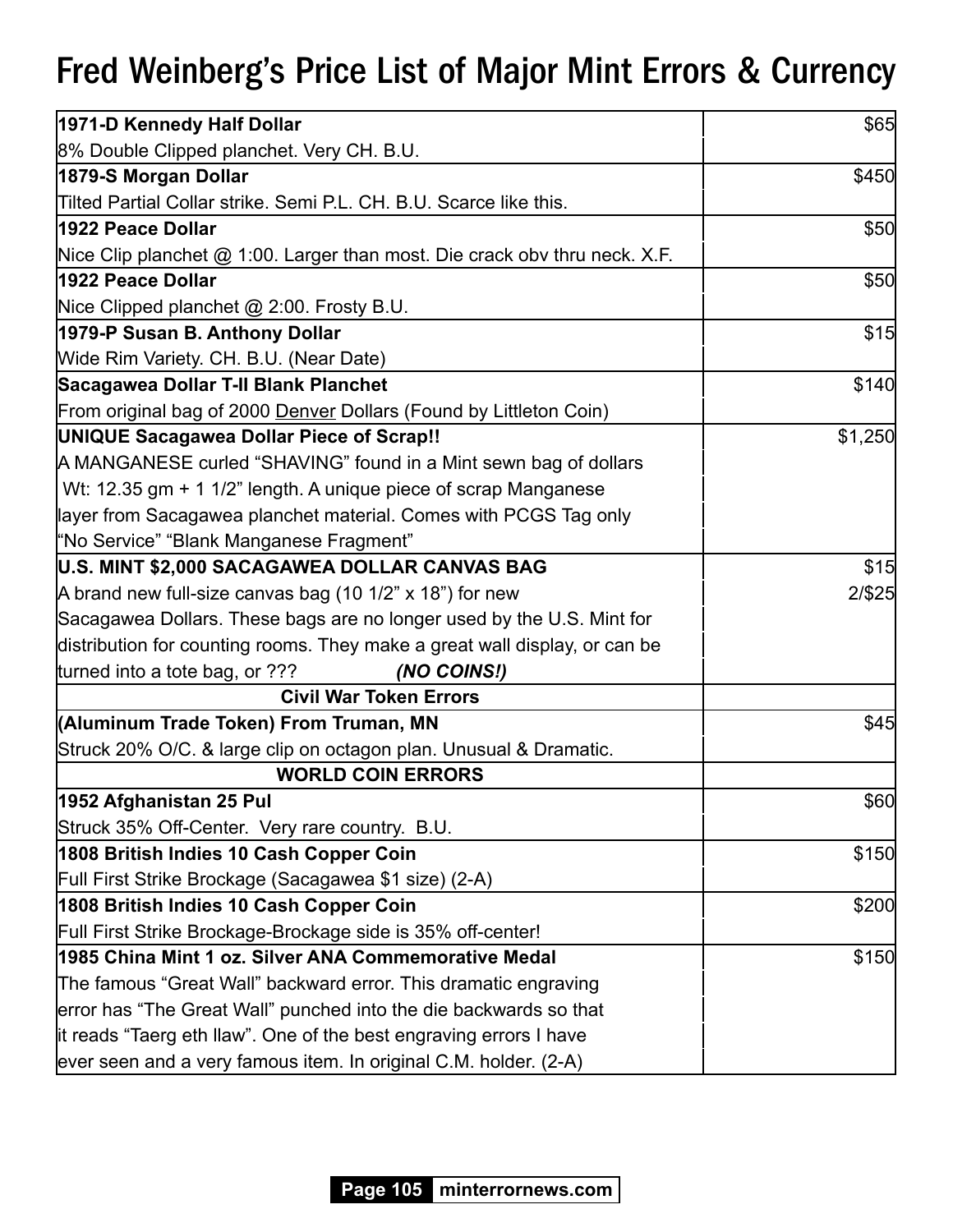# Fred Weinberg's Price List of Major Mint Errors & Currency

| Item | Price |
|---|---|
| **1971-D Kennedy Half Dollar**<br>8% Double Clipped planchet. Very CH. B.U. | $65 |
| **1879-S Morgan Dollar**<br>Tilted Partial Collar strike. Semi P.L. CH. B.U. Scarce like this. | $450 |
| **1922 Peace Dollar**<br>Nice Clip planchet @ 1:00. Larger than most. Die crack obv thru neck. X.F. | $50 |
| **1922 Peace Dollar**<br>Nice Clipped planchet @ 2:00. Frosty B.U. | $50 |
| **1979-P Susan B. Anthony Dollar**<br>Wide Rim Variety. CH. B.U. (Near Date) | $15 |
| **Sacagawea Dollar T-II Blank Planchet**<br>From original bag of 2000 <u>Denver</u> Dollars (Found by Littleton Coin) | $140 |
| **UNIQUE Sacagawea Dollar Piece of Scrap!!**<br>A MANGANESE curled "SHAVING" found in a Mint sewn bag of dollars<br>Wt: 12.35 gm + 1 1/2" length. A unique piece of scrap Manganese layer from Sacagawea planchet material. Comes with PCGS Tag only "No Service" "Blank Manganese Fragment" | $1,250 |
| **U.S. MINT $2,000 SACAGAWEA DOLLAR CANVAS BAG**<br>A brand new full-size canvas bag (10 1/2" x 18") for new Sacagawea Dollars. These bags are no longer used by the U.S. Mint for distribution for counting rooms. They make a great wall display, or can be turned into a tote bag, or ??? ***(NO COINS!)*** | $15<br>2/$25 |
| **Civil War Token Errors** | |
| **(Aluminum Trade Token) From Truman, MN**<br>Struck 20% O/C. & large clip on octagon plan. Unusual & Dramatic. | $45 |
| **WORLD COIN ERRORS** | |
| **1952 Afghanistan 25 Pul**<br>Struck 35% Off-Center. Very rare country. B.U. | $60 |
| **1808 British Indies 10 Cash Copper Coin**<br>Full First Strike Brockage (Sacagawea $1 size) (2-A) | $150 |
| **1808 British Indies 10 Cash Copper Coin**<br>Full First Strike Brockage-Brockage side is 35% off-center! | $200 |
| **1985 China Mint 1 oz. Silver ANA Commemorative Medal**<br>The famous "Great Wall" backward error. This dramatic engraving error has "The Great Wall" punched into the die backwards so that it reads "Taerg eth llaw". One of the best engraving errors I have ever seen and a very famous item. In original C.M. holder. (2-A) | $150 |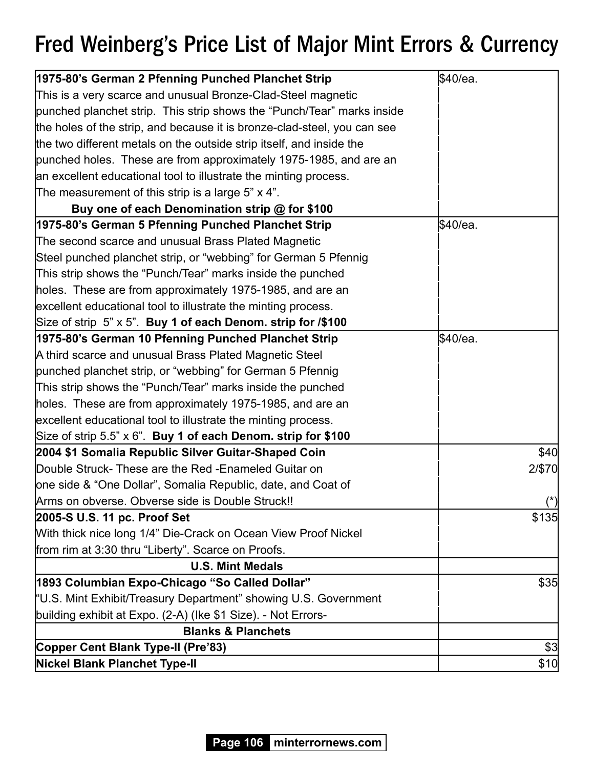# Fred Weinberg's Price List of Major Mint Errors & Currency

| Description | Price |
|---|---|
| **1975-80's German 2 Pfenning Punched Planchet Strip**<br>This is a very scarce and unusual Bronze-Clad-Steel magnetic punched planchet strip. This strip shows the "Punch/Tear" marks inside the holes of the strip, and because it is bronze-clad-steel, you can see the two different metals on the outside strip itself, and inside the punched holes. These are from approximately 1975-1985, and are an an excellent educational tool to illustrate the minting process. The measurement of this strip is a large 5" x 4".<br>**Buy one of each Denomination strip @ for $100** | $40/ea. |
| **1975-80's German 5 Pfenning Punched Planchet Strip**<br>The second scarce and unusual Brass Plated Magnetic Steel punched planchet strip, or "webbing" for German 5 Pfennig This strip shows the "Punch/Tear" marks inside the punched holes. These are from approximately 1975-1985, and are an excellent educational tool to illustrate the minting process. Size of strip 5" x 5". **Buy 1 of each Denom. strip for /$100** | $40/ea. |
| **1975-80's German 10 Pfenning Punched Planchet Strip**<br>A third scarce and unusual Brass Plated Magnetic Steel punched planchet strip, or "webbing" for German 5 Pfennig This strip shows the "Punch/Tear" marks inside the punched holes. These are from approximately 1975-1985, and are an excellent educational tool to illustrate the minting process. Size of strip 5.5" x 6". **Buy 1 of each Denom. strip for $100** | $40/ea. |
| **2004 $1 Somalia Republic Silver Guitar-Shaped Coin**<br>Double Struck- These are the Red -Enameled Guitar on one side & "One Dollar", Somalia Republic, date, and Coat of Arms on obverse. Obverse side is Double Struck!! | $40<br>2/$70<br>(*) |
| **2005-S U.S. 11 pc. Proof Set**<br>With thick nice long 1/4" Die-Crack on Ocean View Proof Nickel from rim at 3:30 thru "Liberty". Scarce on Proofs. | $135 |
| **U.S. Mint Medals** | |
| **1893 Columbian Expo-Chicago "So Called Dollar"**<br>"U.S. Mint Exhibit/Treasury Department" showing U.S. Government building exhibit at Expo. (2-A) (Ike $1 Size). - Not Errors- | $35 |
| **Blanks & Planchets** | |
| **Copper Cent Blank Type-II (Pre'83)** | $3 |
| **Nickel Blank Planchet Type-II** | $10 |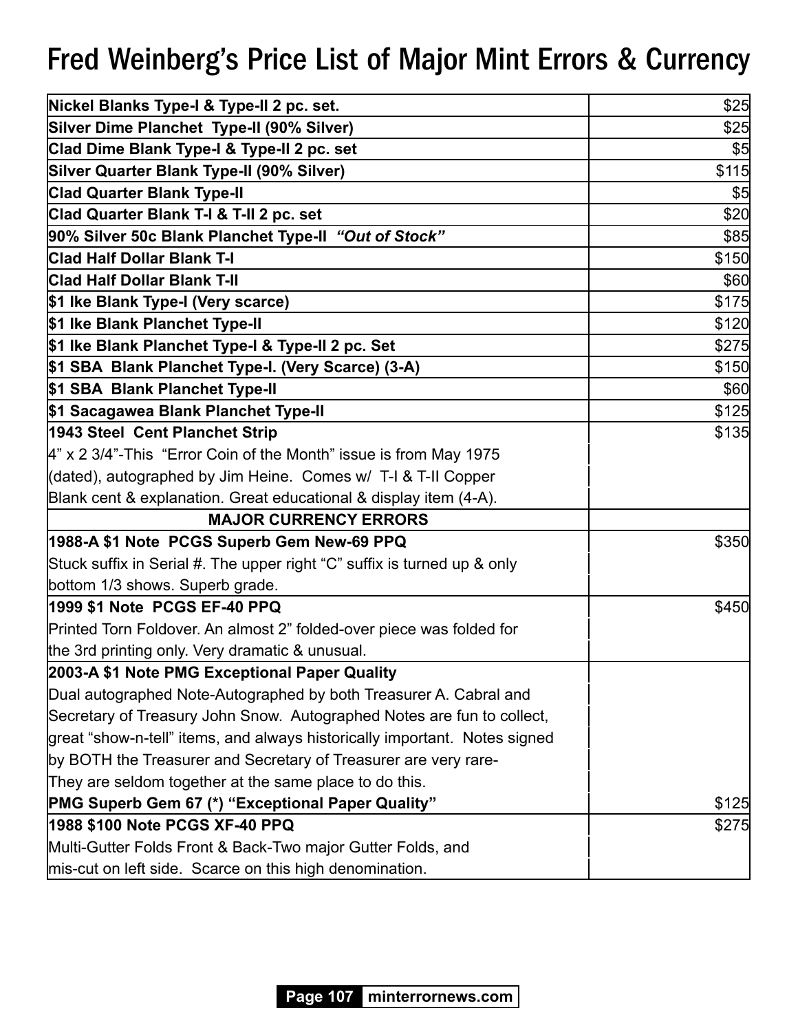# Fred Weinberg's Price List of Major Mint Errors & Currency

| | |
|---|---|
| **Nickel Blanks Type-I & Type-II 2 pc. set.** | $25 |
| **Silver Dime Planchet Type-II (90% Silver)** | $25 |
| **Clad Dime Blank Type-I & Type-II 2 pc. set** | $5 |
| **Silver Quarter Blank Type-II (90% Silver)** | $115 |
| **Clad Quarter Blank Type-II** | $5 |
| **Clad Quarter Blank T-I & T-II 2 pc. set** | $20 |
| **90% Silver 50c Blank Planchet Type-II *"Out of Stock"*** | $85 |
| **Clad Half Dollar Blank T-I** | $150 |
| **Clad Half Dollar Blank T-II** | $60 |
| **$1 Ike Blank Type-I (Very scarce)** | $175 |
| **$1 Ike Blank Planchet Type-II** | $120 |
| **$1 Ike Blank Planchet Type-I & Type-II 2 pc. Set** | $275 |
| **$1 SBA Blank Planchet Type-I. (Very Scarce) (3-A)** | $150 |
| **$1 SBA Blank Planchet Type-II** | $60 |
| **$1 Sacagawea Blank Planchet Type-II** | $125 |
| **1943 Steel Cent Planchet Strip** 4" x 2 3/4"-This "Error Coin of the Month" issue is from May 1975 (dated), autographed by Jim Heine. Comes w/ T-I & T-II Copper Blank cent & explanation. Great educational & display item (4-A). | $135 |
| **MAJOR CURRENCY ERRORS** | |
| **1988-A $1 Note PCGS Superb Gem New-69 PPQ** Stuck suffix in Serial #. The upper right "C" suffix is turned up & only bottom 1/3 shows. Superb grade. | $350 |
| **1999 $1 Note PCGS EF-40 PPQ** Printed Torn Foldover. An almost 2" folded-over piece was folded for the 3rd printing only. Very dramatic & unusual. | $450 |
| **2003-A $1 Note PMG Exceptional Paper Quality** Dual autographed Note-Autographed by both Treasurer A. Cabral and Secretary of Treasury John Snow. Autographed Notes are fun to collect, great "show-n-tell" items, and always historically important. Notes signed by BOTH the Treasurer and Secretary of Treasurer are very rare- They are seldom together at the same place to do this. **PMG Superb Gem 67 (\*) "Exceptional Paper Quality"** | $125 |
| **1988 $100 Note PCGS XF-40 PPQ** Multi-Gutter Folds Front & Back-Two major Gutter Folds, and mis-cut on left side. Scarce on this high denomination. | $275 |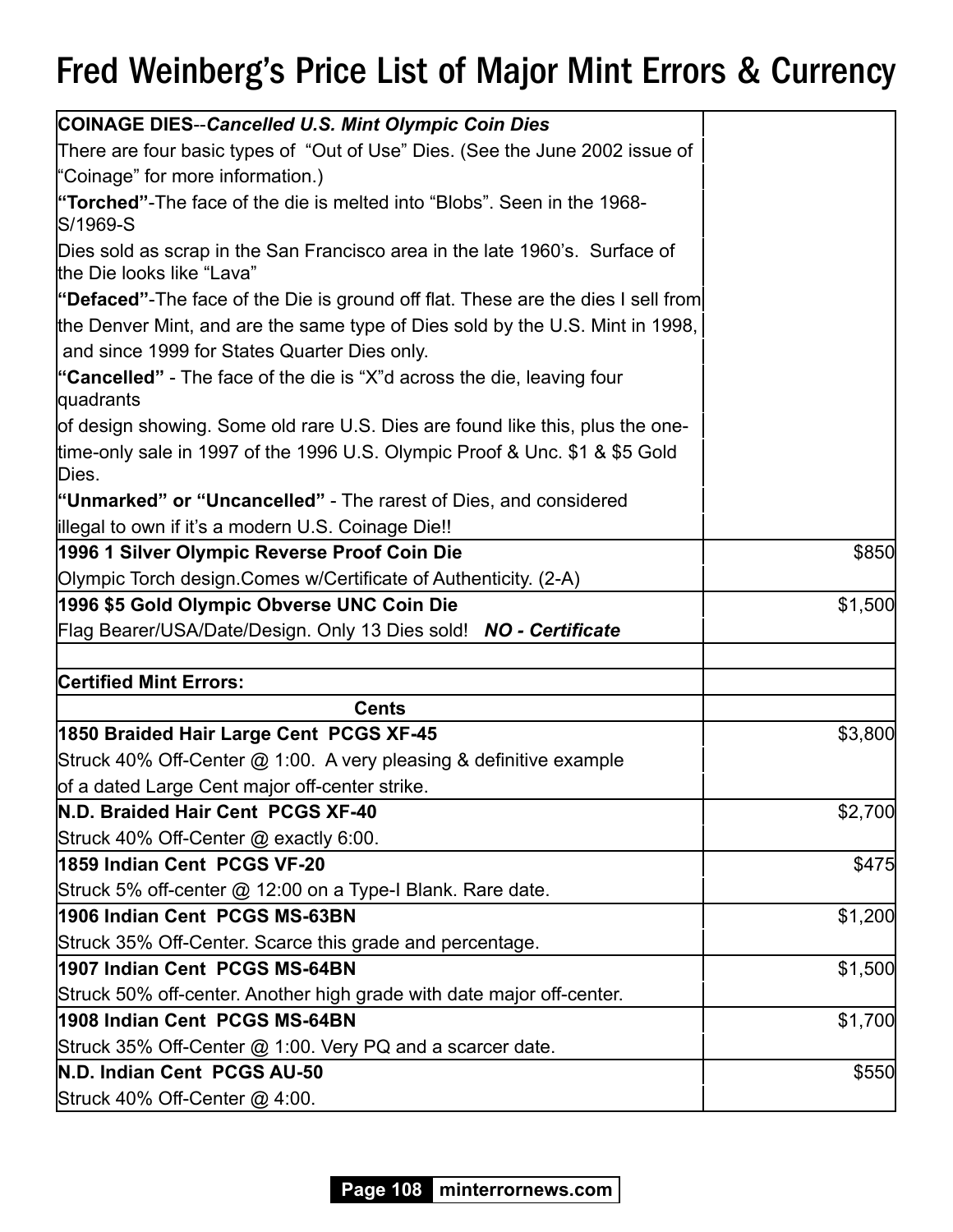# Fred Weinberg's Price List of Major Mint Errors & Currency

| | |
|---|---|
| **COINAGE DIES**--***Cancelled U.S. Mint Olympic Coin Dies*** | |
| There are four basic types of "Out of Use" Dies. (See the June 2002 issue of "Coinage" for more information.) | |
| **"Torched"**-The face of the die is melted into "Blobs". Seen in the 1968-S/1969-S | |
| Dies sold as scrap in the San Francisco area in the late 1960's. Surface of the Die looks like "Lava" | |
| **"Defaced"**-The face of the Die is ground off flat. These are the dies I sell from | |
| the Denver Mint, and are the same type of Dies sold by the U.S. Mint in 1998, | |
| and since 1999 for States Quarter Dies only. | |
| **"Cancelled"** - The face of the die is "X"d across the die, leaving four quadrants | |
| of design showing. Some old rare U.S. Dies are found like this, plus the one- | |
| time-only sale in 1997 of the 1996 U.S. Olympic Proof & Unc. $1 & $5 Gold Dies. | |
| **"Unmarked" or "Uncancelled"** - The rarest of Dies, and considered | |
| illegal to own if it's a modern U.S. Coinage Die!! | |
| **1996 1 Silver Olympic Reverse Proof Coin Die** | $850 |
| Olympic Torch design.Comes w/Certificate of Authenticity. (2-A) | |
| **1996 $5 Gold Olympic Obverse UNC Coin Die** | $1,500 |
| Flag Bearer/USA/Date/Design. Only 13 Dies sold! ***NO - Certificate*** | |
| | |
| **Certified Mint Errors:** | |
| **Cents** | |
| **1850 Braided Hair Large Cent PCGS XF-45** | $3,800 |
| Struck 40% Off-Center @ 1:00. A very pleasing & definitive example | |
| of a dated Large Cent major off-center strike. | |
| **N.D. Braided Hair Cent PCGS XF-40** | $2,700 |
| Struck 40% Off-Center @ exactly 6:00. | |
| **1859 Indian Cent PCGS VF-20** | $475 |
| Struck 5% off-center @ 12:00 on a Type-I Blank. Rare date. | |
| **1906 Indian Cent PCGS MS-63BN** | $1,200 |
| Struck 35% Off-Center. Scarce this grade and percentage. | |
| **1907 Indian Cent PCGS MS-64BN** | $1,500 |
| Struck 50% off-center. Another high grade with date major off-center. | |
| **1908 Indian Cent PCGS MS-64BN** | $1,700 |
| Struck 35% Off-Center @ 1:00. Very PQ and a scarcer date. | |
| **N.D. Indian Cent PCGS AU-50** | $550 |
| Struck 40% Off-Center @ 4:00. | |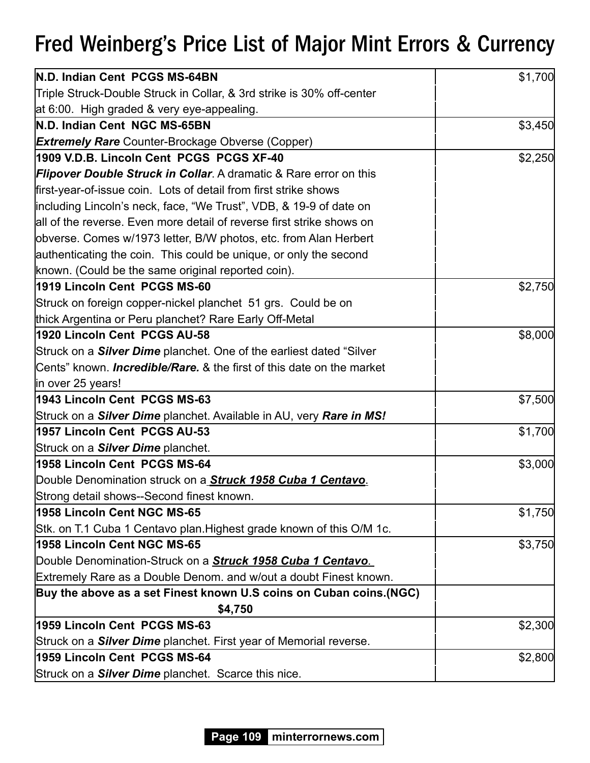# Fred Weinberg's Price List of Major Mint Errors & Currency

| Description | Price |
|---|---|
| **N.D. Indian Cent PCGS MS-64BN**<br>Triple Struck-Double Struck in Collar, & 3rd strike is 30% off-center at 6:00. High graded & very eye-appealing. | $1,700 |
| **N.D. Indian Cent NGC MS-65BN**<br>***Extremely Rare*** Counter-Brockage Obverse (Copper) | $3,450 |
| **1909 V.D.B. Lincoln Cent PCGS PCGS XF-40**<br>***Flipover Double Struck in Collar***. A dramatic & Rare error on this first-year-of-issue coin. Lots of detail from first strike shows including Lincoln's neck, face, "We Trust", VDB, & 19-9 of date on all of the reverse. Even more detail of reverse first strike shows on obverse. Comes w/1973 letter, B/W photos, etc. from Alan Herbert authenticating the coin. This could be unique, or only the second known. (Could be the same original reported coin). | $2,250 |
| **1919 Lincoln Cent PCGS MS-60**<br>Struck on foreign copper-nickel planchet 51 grs. Could be on thick Argentina or Peru planchet? Rare Early Off-Metal | $2,750 |
| **1920 Lincoln Cent PCGS AU-58**<br>Struck on a ***Silver Dime*** planchet. One of the earliest dated "Silver Cents" known. ***Incredible/Rare.*** & the first of this date on the market in over 25 years! | $8,000 |
| **1943 Lincoln Cent PCGS MS-63**<br>Struck on a ***Silver Dime*** planchet. Available in AU, very ***Rare in MS!*** | $7,500 |
| **1957 Lincoln Cent PCGS AU-53**<br>Struck on a ***Silver Dime*** planchet. | $1,700 |
| **1958 Lincoln Cent PCGS MS-64**<br>Double Denomination struck on a ***Struck 1958 Cuba 1 Centavo***. Strong detail shows--Second finest known. | $3,000 |
| **1958 Lincoln Cent NGC MS-65**<br>Stk. on T.1 Cuba 1 Centavo plan.Highest grade known of this O/M 1c. | $1,750 |
| **1958 Lincoln Cent NGC MS-65**<br>Double Denomination-Struck on a ***Struck 1958 Cuba 1 Centavo***. Extremely Rare as a Double Denom. and w/out a doubt Finest known. | $3,750 |
| **Buy the above as a set Finest known U.S coins on Cuban coins.(NGC) $4,750** | |
| **1959 Lincoln Cent PCGS MS-63**<br>Struck on a ***Silver Dime*** planchet. First year of Memorial reverse. | $2,300 |
| **1959 Lincoln Cent PCGS MS-64**<br>Struck on a ***Silver Dime*** planchet. Scarce this nice. | $2,800 |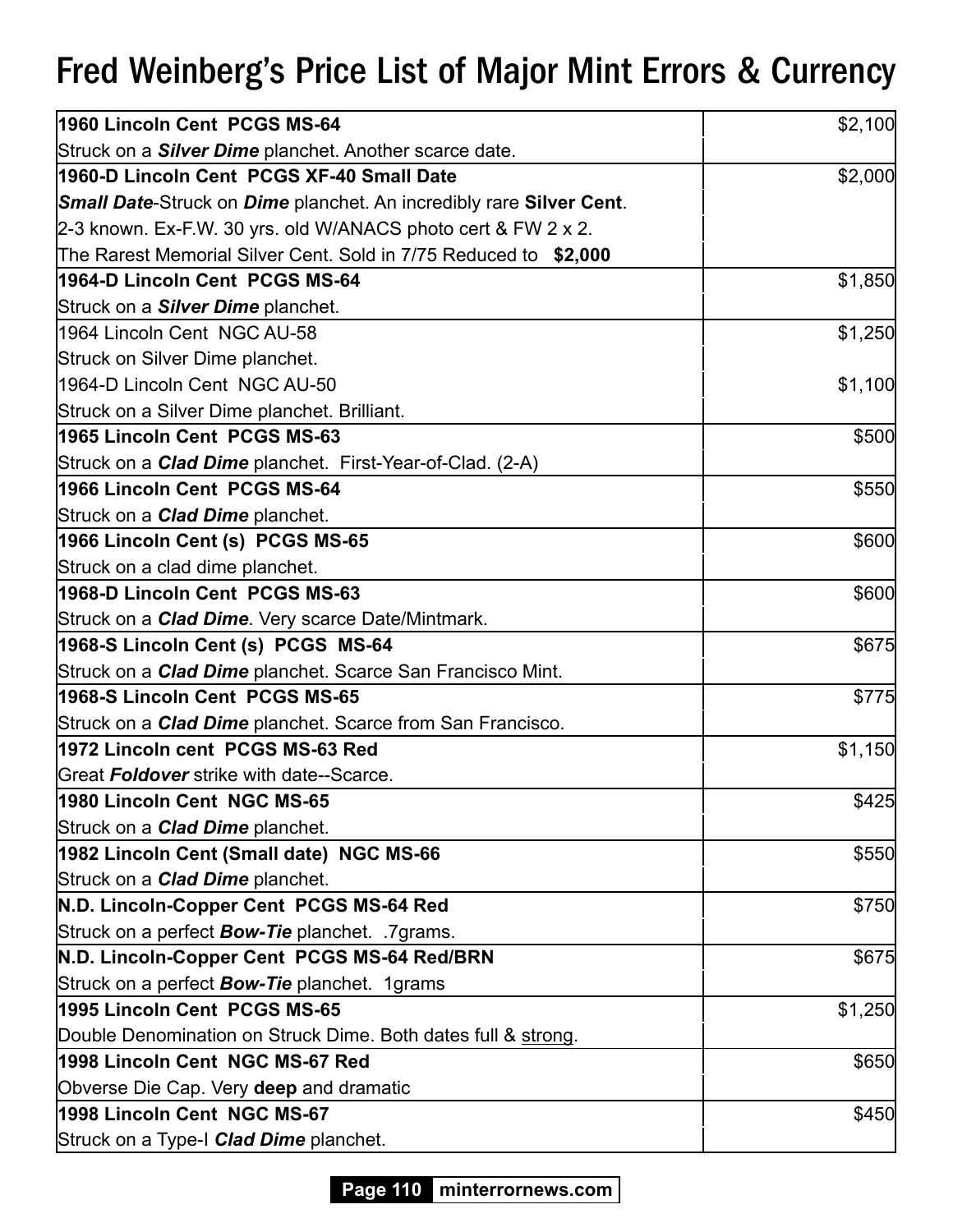# Fred Weinberg's Price List of Major Mint Errors & Currency

| Item | Price |
|---|---|
| **1960 Lincoln Cent PCGS MS-64**<br>Struck on a ***Silver Dime*** planchet. Another scarce date. | $2,100 |
| **1960-D Lincoln Cent PCGS XF-40 Small Date**<br>***Small Date***-Struck on ***Dime*** planchet. An incredibly rare **Silver Cent**.<br>2-3 known. Ex-F.W. 30 yrs. old W/ANACS photo cert & FW 2 x 2.<br>The Rarest Memorial Silver Cent. Sold in 7/75 Reduced to **$2,000** | $2,000 |
| **1964-D Lincoln Cent PCGS MS-64**<br>Struck on a ***Silver Dime*** planchet. | $1,850 |
| 1964 Lincoln Cent NGC AU-58<br>Struck on Silver Dime planchet.<br>1964-D Lincoln Cent NGC AU-50<br>Struck on a Silver Dime planchet. Brilliant. | $1,250<br><br>$1,100 |
| **1965 Lincoln Cent PCGS MS-63**<br>Struck on a ***Clad Dime*** planchet. First-Year-of-Clad. (2-A) | $500 |
| **1966 Lincoln Cent PCGS MS-64**<br>Struck on a ***Clad Dime*** planchet. | $550 |
| **1966 Lincoln Cent (s) PCGS MS-65**<br>Struck on a clad dime planchet. | $600 |
| **1968-D Lincoln Cent PCGS MS-63**<br>Struck on a ***Clad Dime***. Very scarce Date/Mintmark. | $600 |
| **1968-S Lincoln Cent (s) PCGS MS-64**<br>Struck on a ***Clad Dime*** planchet. Scarce San Francisco Mint. | $675 |
| **1968-S Lincoln Cent PCGS MS-65**<br>Struck on a ***Clad Dime*** planchet. Scarce from San Francisco. | $775 |
| **1972 Lincoln cent PCGS MS-63 Red**<br>Great ***Foldover*** strike with date--Scarce. | $1,150 |
| **1980 Lincoln Cent NGC MS-65**<br>Struck on a ***Clad Dime*** planchet. | $425 |
| **1982 Lincoln Cent (Small date) NGC MS-66**<br>Struck on a ***Clad Dime*** planchet. | $550 |
| **N.D. Lincoln-Copper Cent PCGS MS-64 Red**<br>Struck on a perfect ***Bow-Tie*** planchet. .7grams. | $750 |
| **N.D. Lincoln-Copper Cent PCGS MS-64 Red/BRN**<br>Struck on a perfect ***Bow-Tie*** planchet. 1grams | $675 |
| **1995 Lincoln Cent PCGS MS-65**<br>Double Denomination on Struck Dime. Both dates full & strong. | $1,250 |
| **1998 Lincoln Cent NGC MS-67 Red**<br>Obverse Die Cap. Very **deep** and dramatic | $650 |
| **1998 Lincoln Cent NGC MS-67**<br>Struck on a Type-I ***Clad Dime*** planchet. | $450 |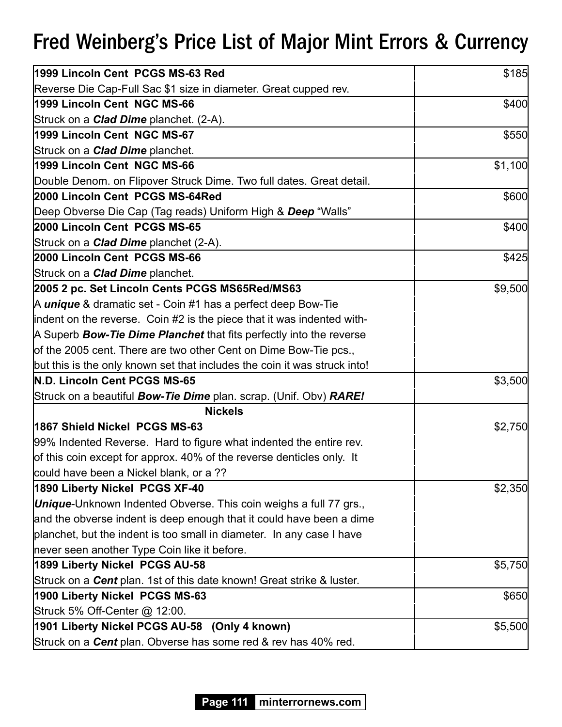# Fred Weinberg's Price List of Major Mint Errors & Currency

| | |
|---|---|
| **1999 Lincoln Cent PCGS MS-63 Red**<br>Reverse Die Cap-Full Sac $1 size in diameter. Great cupped rev. | $185 |
| **1999 Lincoln Cent NGC MS-66**<br>Struck on a ***Clad Dime*** planchet. (2-A). | $400 |
| **1999 Lincoln Cent NGC MS-67**<br>Struck on a ***Clad Dime*** planchet. | $550 |
| **1999 Lincoln Cent NGC MS-66**<br>Double Denom. on Flipover Struck Dime. Two full dates. Great detail. | $1,100 |
| **2000 Lincoln Cent PCGS MS-64Red**<br>Deep Obverse Die Cap (Tag reads) Uniform High & ***Deep*** "Walls" | $600 |
| **2000 Lincoln Cent PCGS MS-65**<br>Struck on a ***Clad Dime*** planchet (2-A). | $400 |
| **2000 Lincoln Cent PCGS MS-66**<br>Struck on a ***Clad Dime*** planchet. | $425 |
| **2005 2 pc. Set Lincoln Cents PCGS MS65Red/MS63**<br>A ***unique*** & dramatic set - Coin #1 has a perfect deep Bow-Tie indent on the reverse. Coin #2 is the piece that it was indented with- A Superb ***Bow-Tie Dime Planchet*** that fits perfectly into the reverse of the 2005 cent. There are two other Cent on Dime Bow-Tie pcs., but this is the only known set that includes the coin it was struck into! | $9,500 |
| **N.D. Lincoln Cent PCGS MS-65**<br>Struck on a beautiful ***Bow-Tie Dime*** plan. scrap. (Unif. Obv) ***RARE!*** | $3,500 |
| **Nickels** | |
| **1867 Shield Nickel PCGS MS-63**<br>99% Indented Reverse. Hard to figure what indented the entire rev. of this coin except for approx. 40% of the reverse denticles only. It could have been a Nickel blank, or a ?? | $2,750 |
| **1890 Liberty Nickel PCGS XF-40**<br>***Unique***-Unknown Indented Obverse. This coin weighs a full 77 grs., and the obverse indent is deep enough that it could have been a dime planchet, but the indent is too small in diameter. In any case I have never seen another Type Coin like it before. | $2,350 |
| **1899 Liberty Nickel PCGS AU-58**<br>Struck on a ***Cent*** plan. 1st of this date known! Great strike & luster. | $5,750 |
| **1900 Liberty Nickel PCGS MS-63**<br>Struck 5% Off-Center @ 12:00. | $650 |
| **1901 Liberty Nickel PCGS AU-58 (Only 4 known)**<br>Struck on a ***Cent*** plan. Obverse has some red & rev has 40% red. | $5,500 |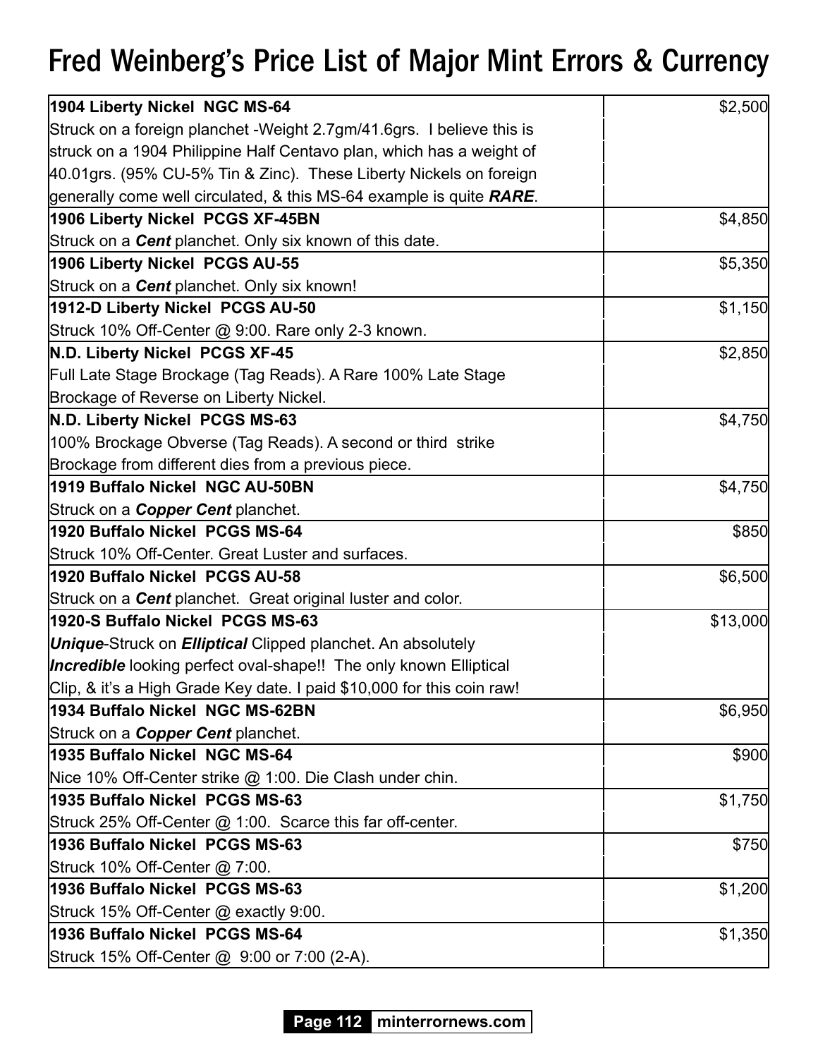# Fred Weinberg's Price List of Major Mint Errors & Currency

| Description | Price |
|---|---|
| **1904 Liberty Nickel NGC MS-64**<br>Struck on a foreign planchet -Weight 2.7gm/41.6grs. I believe this is struck on a 1904 Philippine Half Centavo plan, which has a weight of 40.01grs. (95% CU-5% Tin & Zinc). These Liberty Nickels on foreign generally come well circulated, & this MS-64 example is quite ***RARE***. | $2,500 |
| **1906 Liberty Nickel PCGS XF-45BN**<br>Struck on a ***Cent*** planchet. Only six known of this date. | $4,850 |
| **1906 Liberty Nickel PCGS AU-55**<br>Struck on a ***Cent*** planchet. Only six known! | $5,350 |
| **1912-D Liberty Nickel PCGS AU-50**<br>Struck 10% Off-Center @ 9:00. Rare only 2-3 known. | $1,150 |
| **N.D. Liberty Nickel PCGS XF-45**<br>Full Late Stage Brockage (Tag Reads). A Rare 100% Late Stage Brockage of Reverse on Liberty Nickel. | $2,850 |
| **N.D. Liberty Nickel PCGS MS-63**<br>100% Brockage Obverse (Tag Reads). A second or third strike Brockage from different dies from a previous piece. | $4,750 |
| **1919 Buffalo Nickel NGC AU-50BN**<br>Struck on a ***Copper Cent*** planchet. | $4,750 |
| **1920 Buffalo Nickel PCGS MS-64**<br>Struck 10% Off-Center. Great Luster and surfaces. | $850 |
| **1920 Buffalo Nickel PCGS AU-58**<br>Struck on a ***Cent*** planchet. Great original luster and color. | $6,500 |
| **1920-S Buffalo Nickel PCGS MS-63**<br>***Unique***-Struck on ***Elliptical*** Clipped planchet. An absolutely ***Incredible*** looking perfect oval-shape!! The only known Elliptical Clip, & it's a High Grade Key date. I paid $10,000 for this coin raw! | $13,000 |
| **1934 Buffalo Nickel NGC MS-62BN**<br>Struck on a ***Copper Cent*** planchet. | $6,950 |
| **1935 Buffalo Nickel NGC MS-64**<br>Nice 10% Off-Center strike @ 1:00. Die Clash under chin. | $900 |
| **1935 Buffalo Nickel PCGS MS-63**<br>Struck 25% Off-Center @ 1:00. Scarce this far off-center. | $1,750 |
| **1936 Buffalo Nickel PCGS MS-63**<br>Struck 10% Off-Center @ 7:00. | $750 |
| **1936 Buffalo Nickel PCGS MS-63**<br>Struck 15% Off-Center @ exactly 9:00. | $1,200 |
| **1936 Buffalo Nickel PCGS MS-64**<br>Struck 15% Off-Center @ 9:00 or 7:00 (2-A). | $1,350 |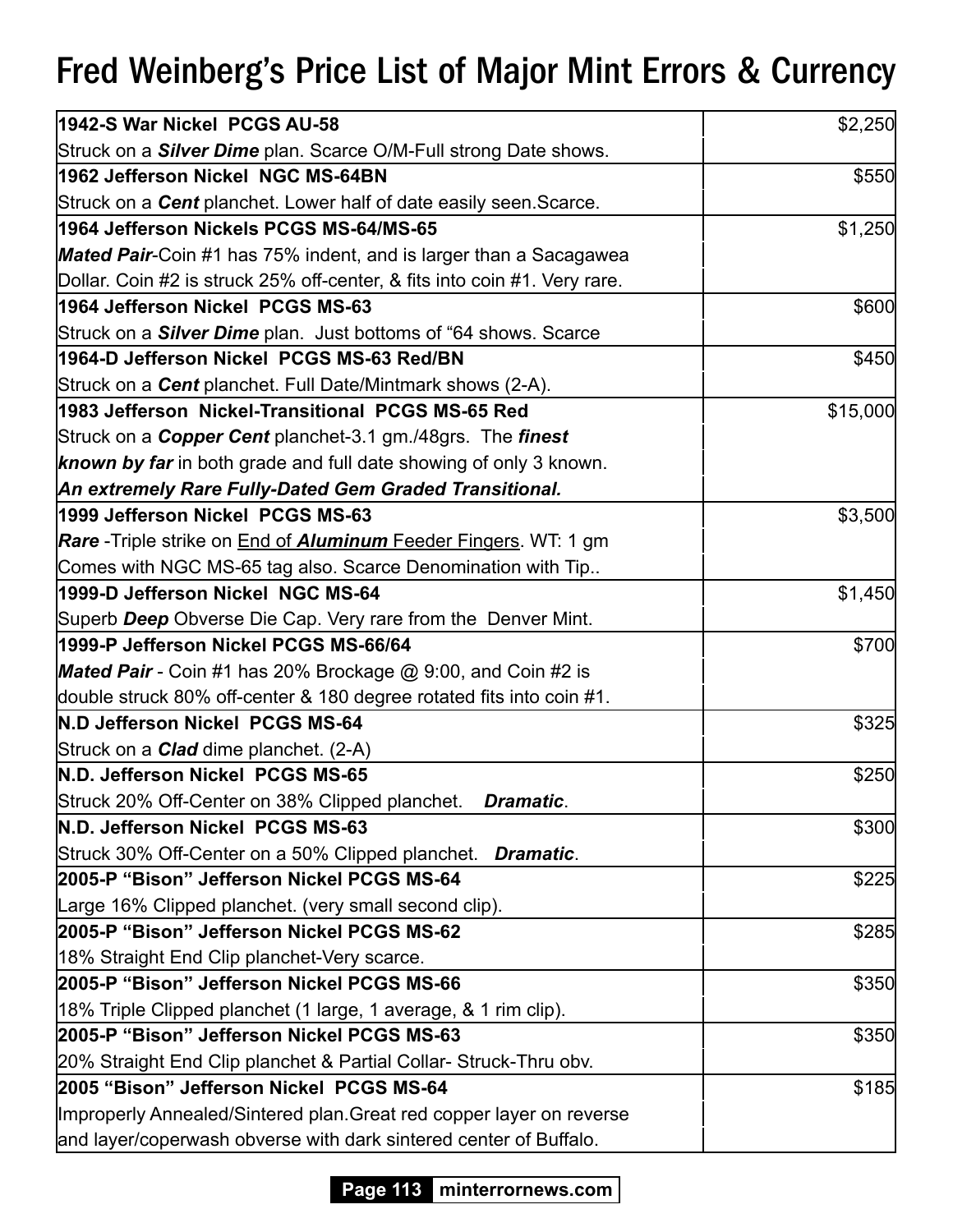# Fred Weinberg's Price List of Major Mint Errors & Currency

| Item | Price |
|---|---|
| **1942-S War Nickel PCGS AU-58**<br>Struck on a ***Silver Dime*** plan. Scarce O/M-Full strong Date shows. | $2,250 |
| **1962 Jefferson Nickel NGC MS-64BN**<br>Struck on a ***Cent*** planchet. Lower half of date easily seen.Scarce. | $550 |
| **1964 Jefferson Nickels PCGS MS-64/MS-65**<br>***Mated Pair***-Coin #1 has 75% indent, and is larger than a Sacagawea Dollar. Coin #2 is struck 25% off-center, & fits into coin #1. Very rare. | $1,250 |
| **1964 Jefferson Nickel PCGS MS-63**<br>Struck on a ***Silver Dime*** plan. Just bottoms of "64 shows. Scarce | $600 |
| **1964-D Jefferson Nickel PCGS MS-63 Red/BN**<br>Struck on a ***Cent*** planchet. Full Date/Mintmark shows (2-A). | $450 |
| **1983 Jefferson Nickel-Transitional PCGS MS-65 Red**<br>Struck on a ***Copper Cent*** planchet-3.1 gm./48grs. The ***finest known by far*** in both grade and full date showing of only 3 known. ***An extremely Rare Fully-Dated Gem Graded Transitional.*** | $15,000 |
| **1999 Jefferson Nickel PCGS MS-63**<br>***Rare*** -Triple strike on End of ***Aluminum*** Feeder Fingers. WT: 1 gm Comes with NGC MS-65 tag also. Scarce Denomination with Tip.. | $3,500 |
| **1999-D Jefferson Nickel NGC MS-64**<br>Superb ***Deep*** Obverse Die Cap. Very rare from the Denver Mint. | $1,450 |
| **1999-P Jefferson Nickel PCGS MS-66/64**<br>***Mated Pair*** - Coin #1 has 20% Brockage @ 9:00, and Coin #2 is double struck 80% off-center & 180 degree rotated fits into coin #1. | $700 |
| **N.D Jefferson Nickel PCGS MS-64**<br>Struck on a ***Clad*** dime planchet. (2-A) | $325 |
| **N.D. Jefferson Nickel PCGS MS-65**<br>Struck 20% Off-Center on 38% Clipped planchet. ***Dramatic***. | $250 |
| **N.D. Jefferson Nickel PCGS MS-63**<br>Struck 30% Off-Center on a 50% Clipped planchet. ***Dramatic***. | $300 |
| **2005-P "Bison" Jefferson Nickel PCGS MS-64**<br>Large 16% Clipped planchet. (very small second clip). | $225 |
| **2005-P "Bison" Jefferson Nickel PCGS MS-62**<br>18% Straight End Clip planchet-Very scarce. | $285 |
| **2005-P "Bison" Jefferson Nickel PCGS MS-66**<br>18% Triple Clipped planchet (1 large, 1 average, & 1 rim clip). | $350 |
| **2005-P "Bison" Jefferson Nickel PCGS MS-63**<br>20% Straight End Clip planchet & Partial Collar- Struck-Thru obv. | $350 |
| **2005 "Bison" Jefferson Nickel PCGS MS-64**<br>Improperly Annealed/Sintered plan.Great red copper layer on reverse and layer/coperwash obverse with dark sintered center of Buffalo. | $185 |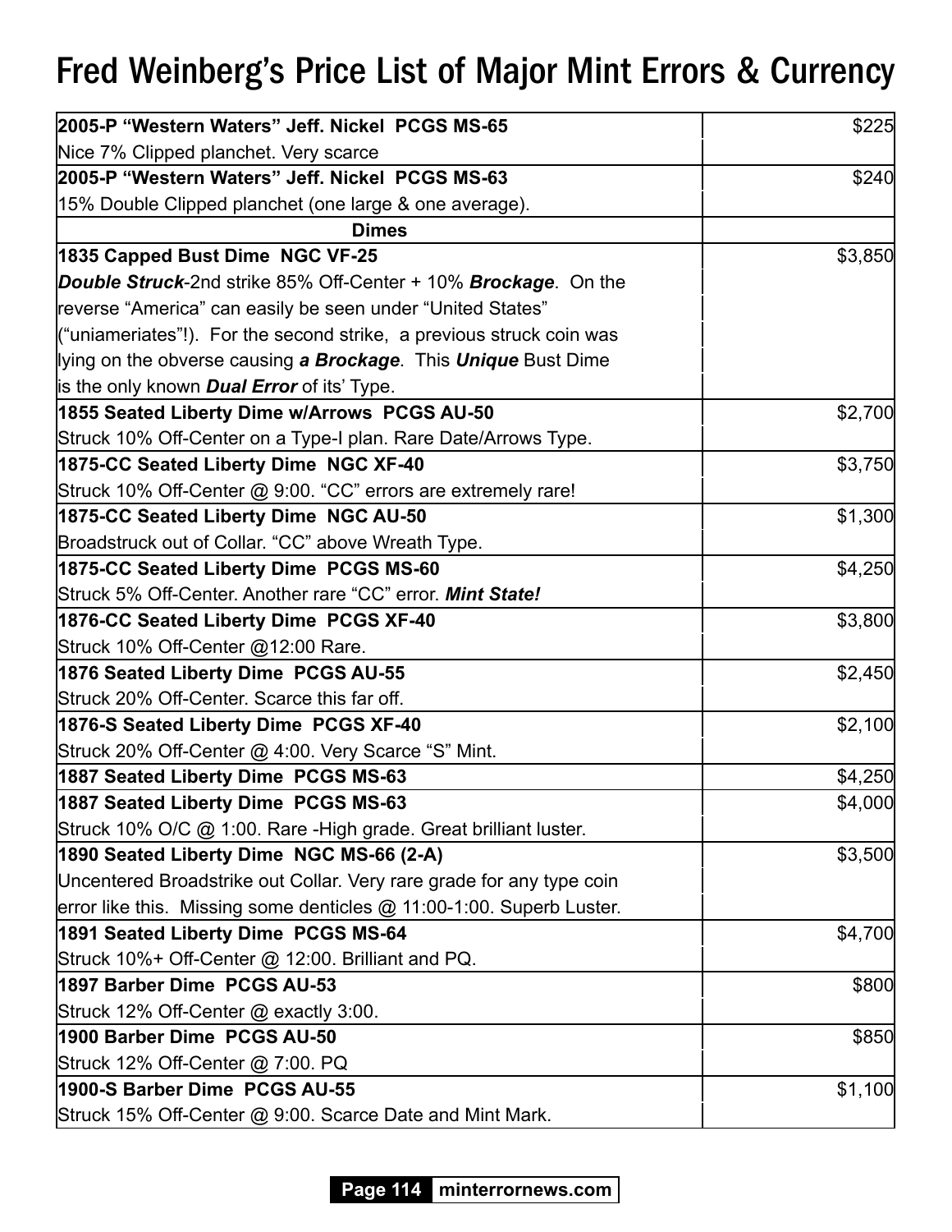# Fred Weinberg's Price List of Major Mint Errors & Currency

| | |
|---|---|
| **2005-P "Western Waters" Jeff. Nickel PCGS MS-65** | $225 |
| Nice 7% Clipped planchet. Very scarce | |
| **2005-P "Western Waters" Jeff. Nickel PCGS MS-63** | $240 |
| 15% Double Clipped planchet (one large & one average). | |
| **Dimes** | |
| **1835 Capped Bust Dime NGC VF-25** | $3,850 |
| ***Double Struck***-2nd strike 85% Off-Center + 10% ***Brockage***. On the reverse "America" can easily be seen under "United States" ("uniameriates"!). For the second strike, a previous struck coin was lying on the obverse causing ***a Brockage***. This ***Unique*** Bust Dime is the only known ***Dual Error*** of its' Type. | |
| **1855 Seated Liberty Dime w/Arrows PCGS AU-50** | $2,700 |
| Struck 10% Off-Center on a Type-I plan. Rare Date/Arrows Type. | |
| **1875-CC Seated Liberty Dime NGC XF-40** | $3,750 |
| Struck 10% Off-Center @ 9:00. "CC" errors are extremely rare! | |
| **1875-CC Seated Liberty Dime NGC AU-50** | $1,300 |
| Broadstruck out of Collar. "CC" above Wreath Type. | |
| **1875-CC Seated Liberty Dime PCGS MS-60** | $4,250 |
| Struck 5% Off-Center. Another rare "CC" error. ***Mint State!*** | |
| **1876-CC Seated Liberty Dime PCGS XF-40** | $3,800 |
| Struck 10% Off-Center @12:00 Rare. | |
| **1876 Seated Liberty Dime PCGS AU-55** | $2,450 |
| Struck 20% Off-Center. Scarce this far off. | |
| **1876-S Seated Liberty Dime PCGS XF-40** | $2,100 |
| Struck 20% Off-Center @ 4:00. Very Scarce "S" Mint. | |
| **1887 Seated Liberty Dime PCGS MS-63** | $4,250 |
| **1887 Seated Liberty Dime PCGS MS-63** | $4,000 |
| Struck 10% O/C @ 1:00. Rare -High grade. Great brilliant luster. | |
| **1890 Seated Liberty Dime NGC MS-66 (2-A)** | $3,500 |
| Uncentered Broadstrike out Collar. Very rare grade for any type coin error like this. Missing some denticles @ 11:00-1:00. Superb Luster. | |
| **1891 Seated Liberty Dime PCGS MS-64** | $4,700 |
| Struck 10%+ Off-Center @ 12:00. Brilliant and PQ. | |
| **1897 Barber Dime PCGS AU-53** | $800 |
| Struck 12% Off-Center @ exactly 3:00. | |
| **1900 Barber Dime PCGS AU-50** | $850 |
| Struck 12% Off-Center @ 7:00. PQ | |
| **1900-S Barber Dime PCGS AU-55** | $1,100 |
| Struck 15% Off-Center @ 9:00. Scarce Date and Mint Mark. | |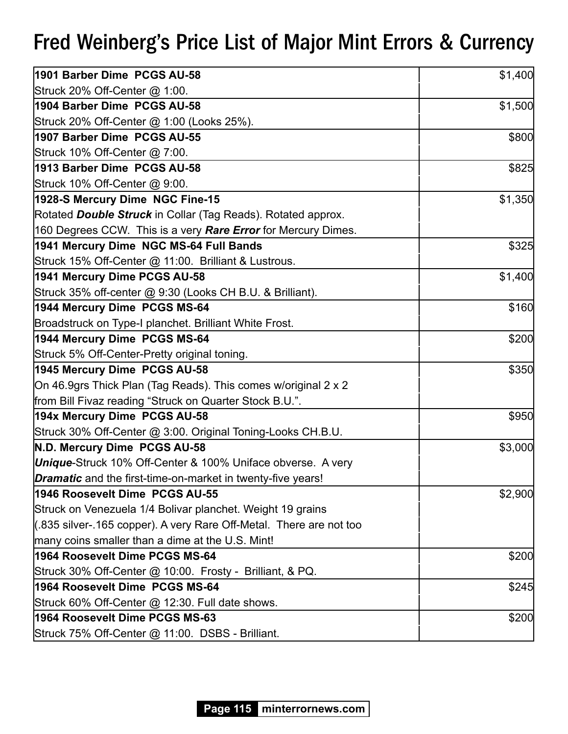# Fred Weinberg's Price List of Major Mint Errors & Currency

| Description | Price |
|---|---|
| **1901 Barber Dime PCGS AU-58**<br>Struck 20% Off-Center @ 1:00. | $1,400 |
| **1904 Barber Dime PCGS AU-58**<br>Struck 20% Off-Center @ 1:00 (Looks 25%). | $1,500 |
| **1907 Barber Dime PCGS AU-55**<br>Struck 10% Off-Center @ 7:00. | $800 |
| **1913 Barber Dime PCGS AU-58**<br>Struck 10% Off-Center @ 9:00. | $825 |
| **1928-S Mercury Dime NGC Fine-15**<br>Rotated ***Double Struck*** in Collar (Tag Reads). Rotated approx. 160 Degrees CCW. This is a very ***Rare Error*** for Mercury Dimes. | $1,350 |
| **1941 Mercury Dime NGC MS-64 Full Bands**<br>Struck 15% Off-Center @ 11:00. Brilliant & Lustrous. | $325 |
| **1941 Mercury Dime PCGS AU-58**<br>Struck 35% off-center @ 9:30 (Looks CH B.U. & Brilliant). | $1,400 |
| **1944 Mercury Dime PCGS MS-64**<br>Broadstruck on Type-I planchet. Brilliant White Frost. | $160 |
| **1944 Mercury Dime PCGS MS-64**<br>Struck 5% Off-Center-Pretty original toning. | $200 |
| **1945 Mercury Dime PCGS AU-58**<br>On 46.9grs Thick Plan (Tag Reads). This comes w/original 2 x 2 from Bill Fivaz reading "Struck on Quarter Stock B.U.". | $350 |
| **194x Mercury Dime PCGS AU-58**<br>Struck 30% Off-Center @ 3:00. Original Toning-Looks CH.B.U. | $950 |
| **N.D. Mercury Dime PCGS AU-58**<br>***Unique***-Struck 10% Off-Center & 100% Uniface obverse. A very ***Dramatic*** and the first-time-on-market in twenty-five years! | $3,000 |
| **1946 Roosevelt Dime PCGS AU-55**<br>Struck on Venezuela 1/4 Bolivar planchet. Weight 19 grains (.835 silver-.165 copper). A very Rare Off-Metal. There are not too many coins smaller than a dime at the U.S. Mint! | $2,900 |
| **1964 Roosevelt Dime PCGS MS-64**<br>Struck 30% Off-Center @ 10:00. Frosty - Brilliant, & PQ. | $200 |
| **1964 Roosevelt Dime PCGS MS-64**<br>Struck 60% Off-Center @ 12:30. Full date shows. | $245 |
| **1964 Roosevelt Dime PCGS MS-63**<br>Struck 75% Off-Center @ 11:00. DSBS - Brilliant. | $200 |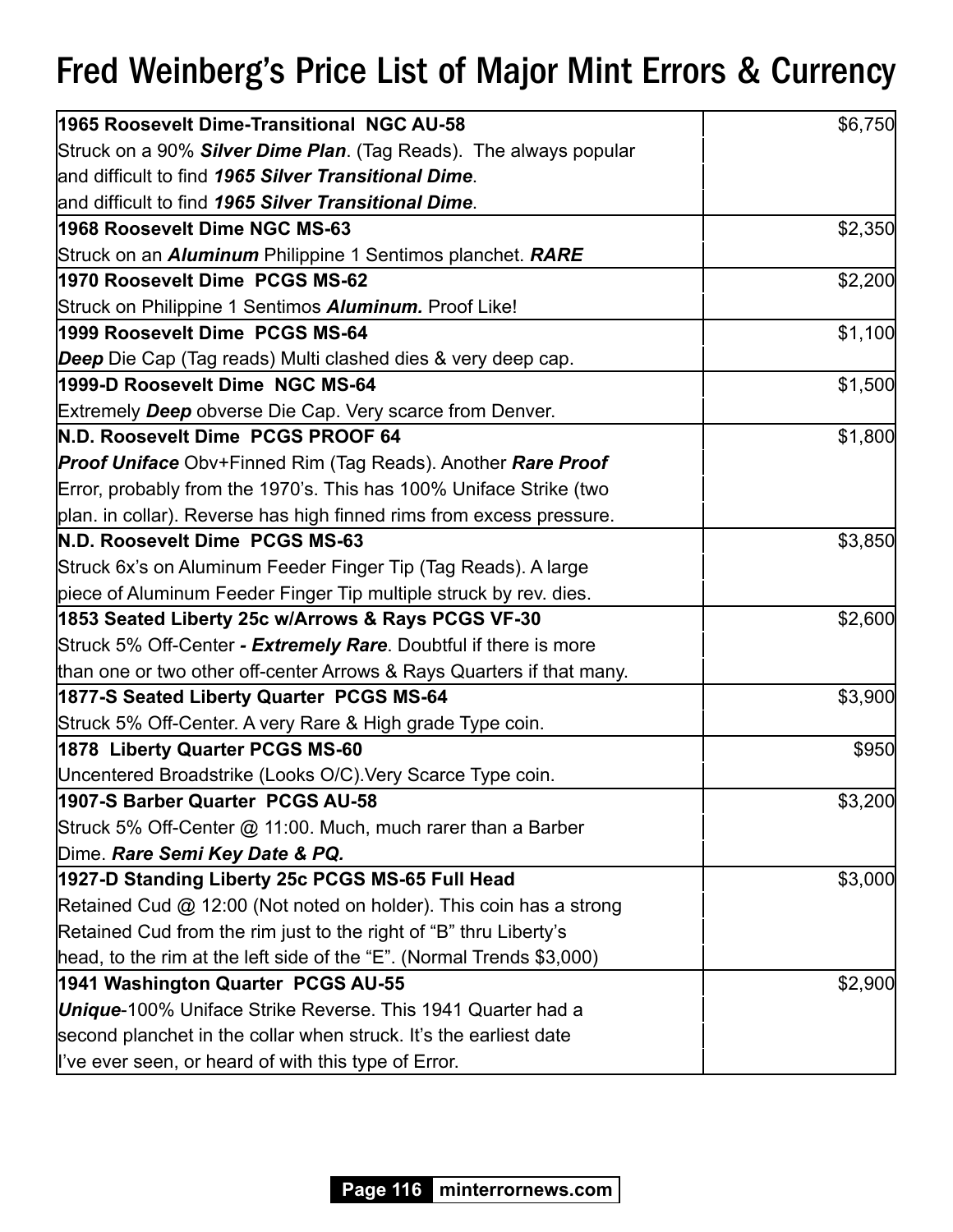# Fred Weinberg's Price List of Major Mint Errors & Currency

| Description | Price |
|---|---|
| **1965 Roosevelt Dime-Transitional NGC AU-58**<br>Struck on a 90% ***Silver Dime Plan***. (Tag Reads). The always popular and difficult to find ***1965 Silver Transitional Dime***.<br>and difficult to find ***1965 Silver Transitional Dime***. | $6,750 |
| **1968 Roosevelt Dime NGC MS-63**<br>Struck on an ***Aluminum*** Philippine 1 Sentimos planchet. ***RARE*** | $2,350 |
| **1970 Roosevelt Dime PCGS MS-62**<br>Struck on Philippine 1 Sentimos ***Aluminum.*** Proof Like! | $2,200 |
| **1999 Roosevelt Dime PCGS MS-64**<br>***Deep*** Die Cap (Tag reads) Multi clashed dies & very deep cap. | $1,100 |
| **1999-D Roosevelt Dime NGC MS-64**<br>Extremely ***Deep*** obverse Die Cap. Very scarce from Denver. | $1,500 |
| **N.D. Roosevelt Dime PCGS PROOF 64**<br>***Proof Uniface*** Obv+Finned Rim (Tag Reads). Another ***Rare Proof*** Error, probably from the 1970's. This has 100% Uniface Strike (two plan. in collar). Reverse has high finned rims from excess pressure. | $1,800 |
| **N.D. Roosevelt Dime PCGS MS-63**<br>Struck 6x's on Aluminum Feeder Finger Tip (Tag Reads). A large piece of Aluminum Feeder Finger Tip multiple struck by rev. dies. | $3,850 |
| **1853 Seated Liberty 25c w/Arrows & Rays PCGS VF-30**<br>Struck 5% Off-Center ***- Extremely Rare***. Doubtful if there is more than one or two other off-center Arrows & Rays Quarters if that many. | $2,600 |
| **1877-S Seated Liberty Quarter PCGS MS-64**<br>Struck 5% Off-Center. A very Rare & High grade Type coin. | $3,900 |
| **1878 Liberty Quarter PCGS MS-60**<br>Uncentered Broadstrike (Looks O/C).Very Scarce Type coin. | $950 |
| **1907-S Barber Quarter PCGS AU-58**<br>Struck 5% Off-Center @ 11:00. Much, much rarer than a Barber Dime. ***Rare Semi Key Date & PQ.*** | $3,200 |
| **1927-D Standing Liberty 25c PCGS MS-65 Full Head**<br>Retained Cud @ 12:00 (Not noted on holder). This coin has a strong Retained Cud from the rim just to the right of "B" thru Liberty's head, to the rim at the left side of the "E". (Normal Trends $3,000) | $3,000 |
| **1941 Washington Quarter PCGS AU-55**<br>***Unique***-100% Uniface Strike Reverse. This 1941 Quarter had a second planchet in the collar when struck. It's the earliest date I've ever seen, or heard of with this type of Error. | $2,900 |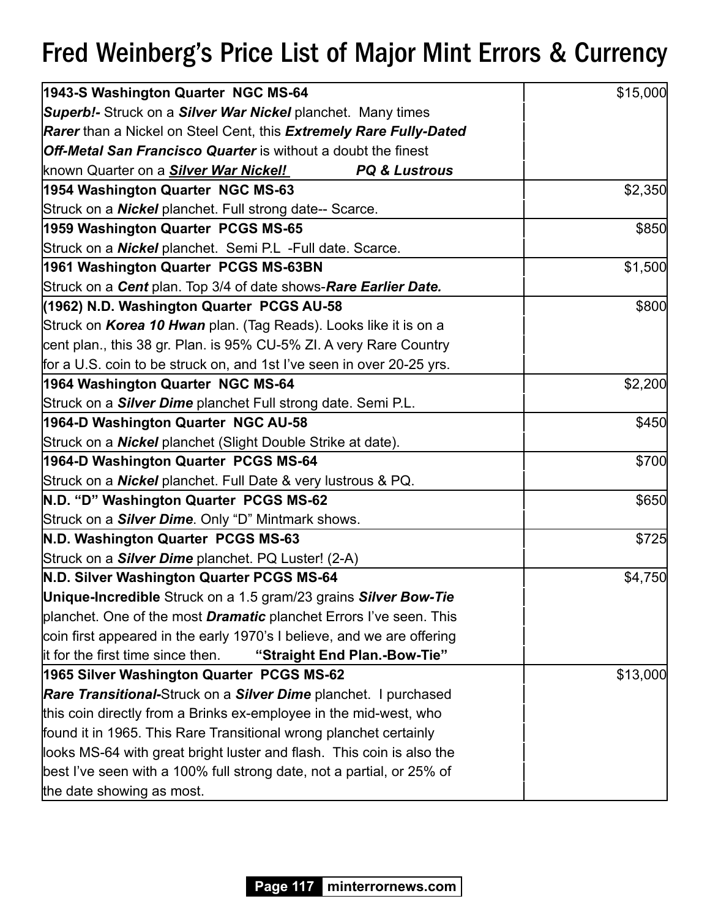# Fred Weinberg's Price List of Major Mint Errors & Currency

| Description | Price |
|---|---|
| **1943-S Washington Quarter NGC MS-64**<br>***Superb!-*** Struck on a ***Silver War Nickel*** planchet. Many times ***Rarer*** than a Nickel on Steel Cent, this ***Extremely Rare Fully-Dated Off-Metal San Francisco Quarter*** is without a doubt the finest known Quarter on a ***<u>Silver War Nickel!</u>*** ***PQ & Lustrous*** | $15,000 |
| **1954 Washington Quarter NGC MS-63**<br>Struck on a ***Nickel*** planchet. Full strong date-- Scarce. | $2,350 |
| **1959 Washington Quarter PCGS MS-65**<br>Struck on a ***Nickel*** planchet. Semi P.L -Full date. Scarce. | $850 |
| **1961 Washington Quarter PCGS MS-63BN**<br>Struck on a ***Cent*** plan. Top 3/4 of date shows-***Rare Earlier Date.*** | $1,500 |
| **(1962) N.D. Washington Quarter PCGS AU-58**<br>Struck on ***Korea 10 Hwan*** plan. (Tag Reads). Looks like it is on a cent plan., this 38 gr. Plan. is 95% CU-5% ZI. A very Rare Country for a U.S. coin to be struck on, and 1st I've seen in over 20-25 yrs. | $800 |
| **1964 Washington Quarter NGC MS-64**<br>Struck on a ***Silver Dime*** planchet Full strong date. Semi P.L. | $2,200 |
| **1964-D Washington Quarter NGC AU-58**<br>Struck on a ***Nickel*** planchet (Slight Double Strike at date). | $450 |
| **1964-D Washington Quarter PCGS MS-64**<br>Struck on a ***Nickel*** planchet. Full Date & very lustrous & PQ. | $700 |
| **N.D. "D" Washington Quarter PCGS MS-62**<br>Struck on a ***Silver Dime***. Only "D" Mintmark shows. | $650 |
| **N.D. Washington Quarter PCGS MS-63**<br>Struck on a ***Silver Dime*** planchet. PQ Luster! (2-A) | $725 |
| **N.D. Silver Washington Quarter PCGS MS-64**<br>**Unique-Incredible** Struck on a 1.5 gram/23 grains ***Silver Bow-Tie*** planchet. One of the most ***Dramatic*** planchet Errors I've seen. This coin first appeared in the early 1970's I believe, and we are offering it for the first time since then. **"Straight End Plan.-Bow-Tie"** | $4,750 |
| **1965 Silver Washington Quarter PCGS MS-62**<br>***Rare Transitional-***Struck on a ***Silver Dime*** planchet. I purchased this coin directly from a Brinks ex-employee in the mid-west, who found it in 1965. This Rare Transitional wrong planchet certainly looks MS-64 with great bright luster and flash. This coin is also the best I've seen with a 100% full strong date, not a partial, or 25% of the date showing as most. | $13,000 |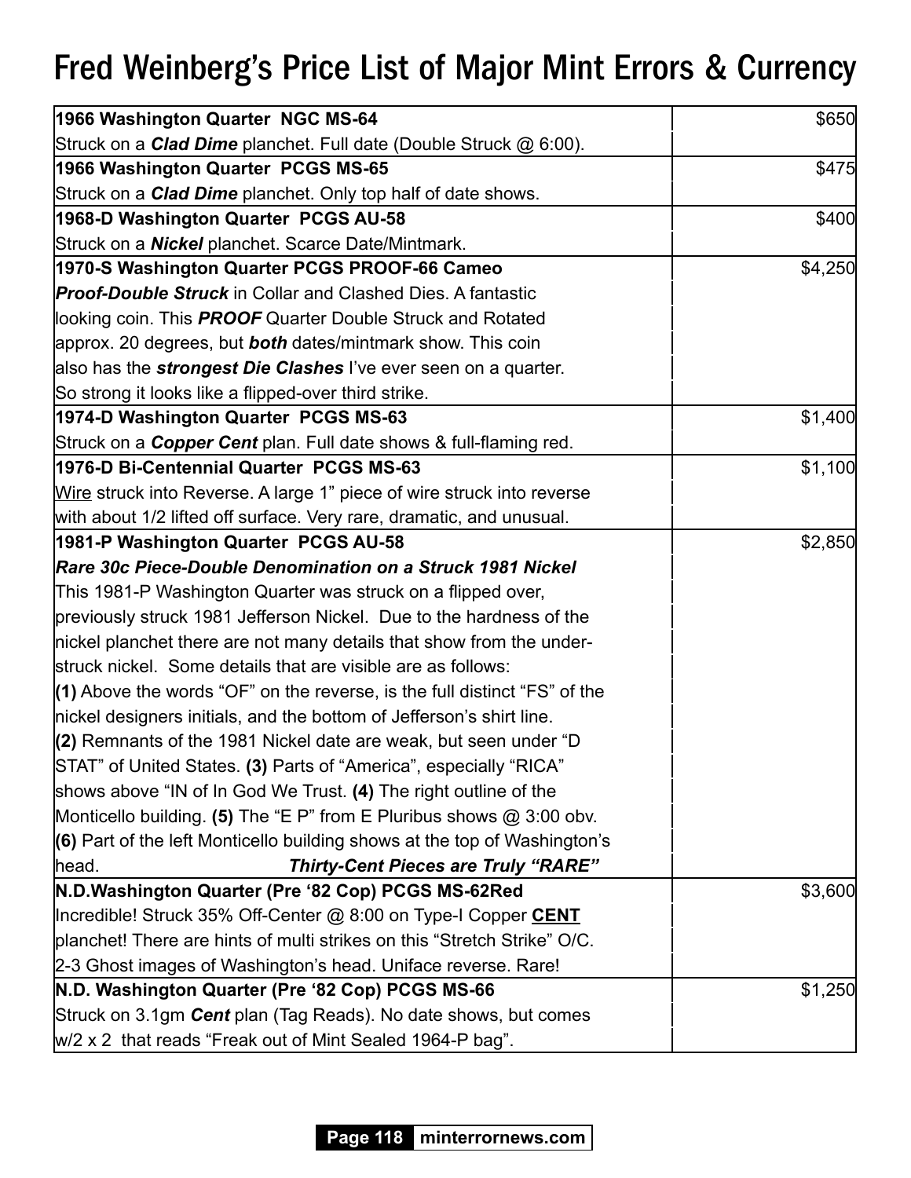# Fred Weinberg's Price List of Major Mint Errors & Currency

| Description | Price |
|---|---|
| **1966 Washington Quarter NGC MS-64**<br>Struck on a ***Clad Dime*** planchet. Full date (Double Struck @ 6:00). | $650 |
| **1966 Washington Quarter PCGS MS-65**<br>Struck on a ***Clad Dime*** planchet. Only top half of date shows. | $475 |
| **1968-D Washington Quarter PCGS AU-58**<br>Struck on a ***Nickel*** planchet. Scarce Date/Mintmark. | $400 |
| **1970-S Washington Quarter PCGS PROOF-66 Cameo**<br>***Proof-Double Struck*** in Collar and Clashed Dies. A fantastic looking coin. This ***PROOF*** Quarter Double Struck and Rotated approx. 20 degrees, but ***both*** dates/mintmark show. This coin also has the ***strongest Die Clashes*** I've ever seen on a quarter. So strong it looks like a flipped-over third strike. | $4,250 |
| **1974-D Washington Quarter PCGS MS-63**<br>Struck on a ***Copper Cent*** plan. Full date shows & full-flaming red. | $1,400 |
| **1976-D Bi-Centennial Quarter PCGS MS-63**<br><u>Wire</u> struck into Reverse. A large 1" piece of wire struck into reverse with about 1/2 lifted off surface. Very rare, dramatic, and unusual. | $1,100 |
| **1981-P Washington Quarter PCGS AU-58**<br>***Rare 30c Piece-Double Denomination on a Struck 1981 Nickel***<br>This 1981-P Washington Quarter was struck on a flipped over, previously struck 1981 Jefferson Nickel. Due to the hardness of the nickel planchet there are not many details that show from the under-struck nickel. Some details that are visible are as follows: **(1)** Above the words "OF" on the reverse, is the full distinct "FS" of the nickel designers initials, and the bottom of Jefferson's shirt line. **(2)** Remnants of the 1981 Nickel date are weak, but seen under "D STAT" of United States. **(3)** Parts of "America", especially "RICA" shows above "IN of In God We Trust. **(4)** The right outline of the Monticello building. **(5)** The "E P" from E Pluribus shows @ 3:00 obv. **(6)** Part of the left Monticello building shows at the top of Washington's head. ***Thirty-Cent Pieces are Truly "RARE"*** | $2,850 |
| **N.D.Washington Quarter (Pre '82 Cop) PCGS MS-62Red**<br>Incredible! Struck 35% Off-Center @ 8:00 on Type-I Copper <u>**CENT**</u> planchet! There are hints of multi strikes on this "Stretch Strike" O/C. 2-3 Ghost images of Washington's head. Uniface reverse. Rare! | $3,600 |
| **N.D. Washington Quarter (Pre '82 Cop) PCGS MS-66**<br>Struck on 3.1gm ***Cent*** plan (Tag Reads). No date shows, but comes w/2 x 2 that reads "Freak out of Mint Sealed 1964-P bag". | $1,250 |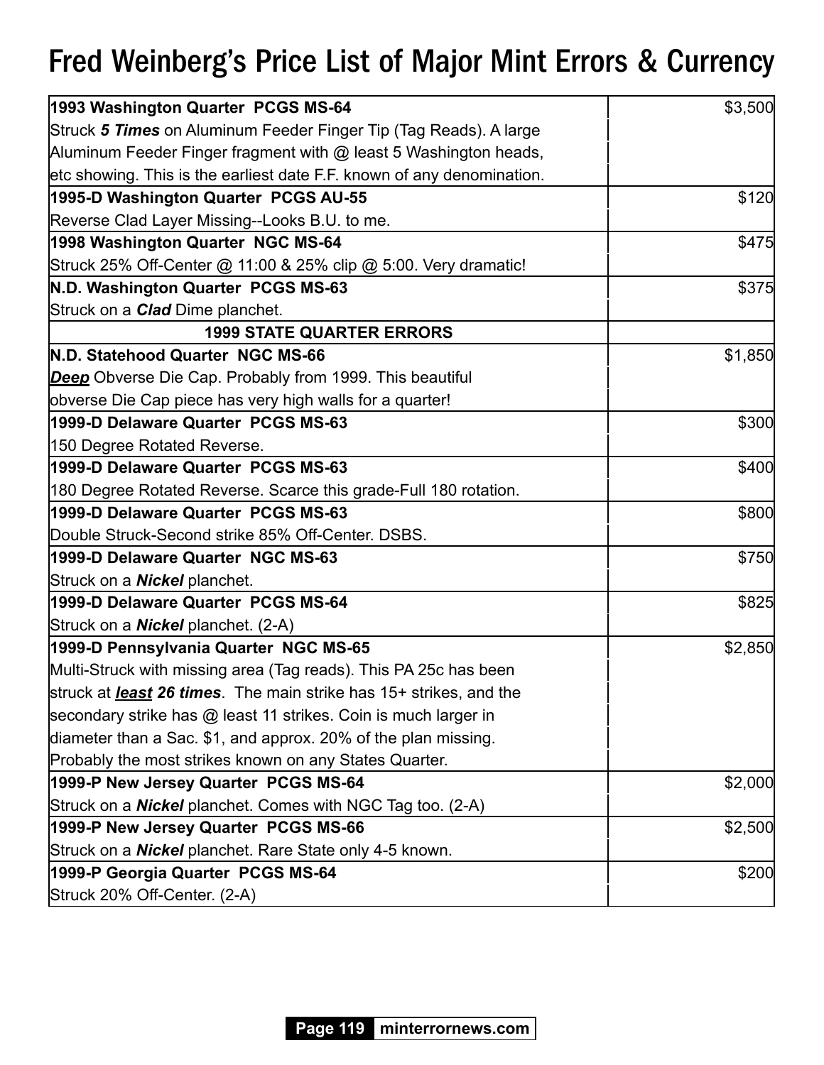# Fred Weinberg's Price List of Major Mint Errors & Currency

| | |
|---|---|
| **1993 Washington Quarter PCGS MS-64** | $3,500 |
| Struck ***5 Times*** on Aluminum Feeder Finger Tip (Tag Reads). A large Aluminum Feeder Finger fragment with @ least 5 Washington heads, etc showing. This is the earliest date F.F. known of any denomination. | |
| **1995-D Washington Quarter PCGS AU-55** | $120 |
| Reverse Clad Layer Missing--Looks B.U. to me. | |
| **1998 Washington Quarter NGC MS-64** | $475 |
| Struck 25% Off-Center @ 11:00 & 25% clip @ 5:00. Very dramatic! | |
| **N.D. Washington Quarter PCGS MS-63** | $375 |
| Struck on a ***Clad*** Dime planchet. | |
| **1999 STATE QUARTER ERRORS** | |
| **N.D. Statehood Quarter NGC MS-66** | $1,850 |
| ***Deep*** Obverse Die Cap. Probably from 1999. This beautiful obverse Die Cap piece has very high walls for a quarter! | |
| **1999-D Delaware Quarter PCGS MS-63** | $300 |
| 150 Degree Rotated Reverse. | |
| **1999-D Delaware Quarter PCGS MS-63** | $400 |
| 180 Degree Rotated Reverse. Scarce this grade-Full 180 rotation. | |
| **1999-D Delaware Quarter PCGS MS-63** | $800 |
| Double Struck-Second strike 85% Off-Center. DSBS. | |
| **1999-D Delaware Quarter NGC MS-63** | $750 |
| Struck on a ***Nickel*** planchet. | |
| **1999-D Delaware Quarter PCGS MS-64** | $825 |
| Struck on a ***Nickel*** planchet. (2-A) | |
| **1999-D Pennsylvania Quarter NGC MS-65** | $2,850 |
| Multi-Struck with missing area (Tag reads). This PA 25c has been struck at ***least 26 times***. The main strike has 15+ strikes, and the secondary strike has @ least 11 strikes. Coin is much larger in diameter than a Sac. $1, and approx. 20% of the plan missing. Probably the most strikes known on any States Quarter. | |
| **1999-P New Jersey Quarter PCGS MS-64** | $2,000 |
| Struck on a ***Nickel*** planchet. Comes with NGC Tag too. (2-A) | |
| **1999-P New Jersey Quarter PCGS MS-66** | $2,500 |
| Struck on a ***Nickel*** planchet. Rare State only 4-5 known. | |
| **1999-P Georgia Quarter PCGS MS-64** | $200 |
| Struck 20% Off-Center. (2-A) | |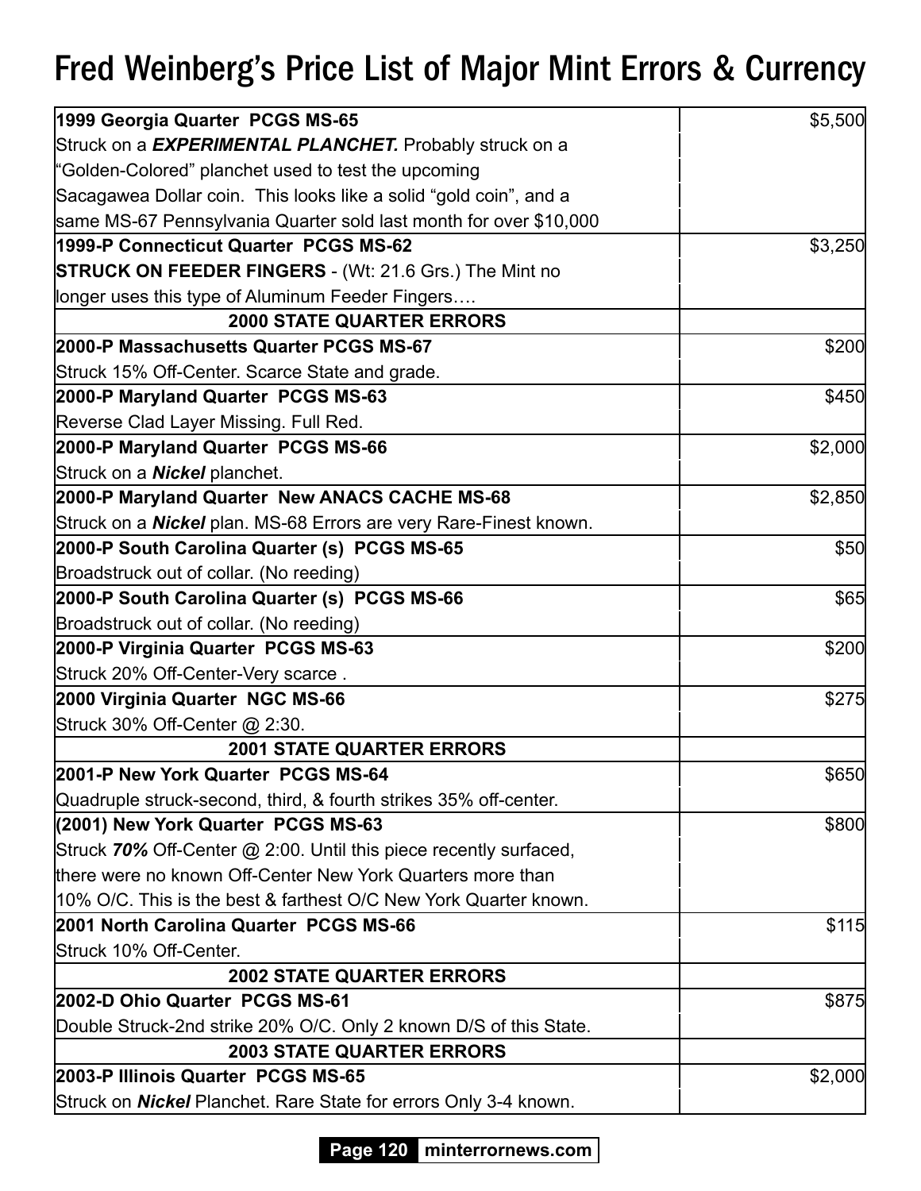# Fred Weinberg's Price List of Major Mint Errors & Currency

| Item | Price |
| --- | --- |
| **1999 Georgia Quarter PCGS MS-65**<br>Struck on a ***EXPERIMENTAL PLANCHET.*** Probably struck on a "Golden-Colored" planchet used to test the upcoming Sacagawea Dollar coin. This looks like a solid "gold coin", and a same MS-67 Pennsylvania Quarter sold last month for over $10,000 | $5,500 |
| **1999-P Connecticut Quarter PCGS MS-62**<br>**STRUCK ON FEEDER FINGERS** - (Wt: 21.6 Grs.) The Mint no longer uses this type of Aluminum Feeder Fingers…. | $3,250 |
| **2000 STATE QUARTER ERRORS** | |
| **2000-P Massachusetts Quarter PCGS MS-67**<br>Struck 15% Off-Center. Scarce State and grade. | $200 |
| **2000-P Maryland Quarter PCGS MS-63**<br>Reverse Clad Layer Missing. Full Red. | $450 |
| **2000-P Maryland Quarter PCGS MS-66**<br>Struck on a ***Nickel*** planchet. | $2,000 |
| **2000-P Maryland Quarter New ANACS CACHE MS-68**<br>Struck on a ***Nickel*** plan. MS-68 Errors are very Rare-Finest known. | $2,850 |
| **2000-P South Carolina Quarter (s) PCGS MS-65**<br>Broadstruck out of collar. (No reeding) | $50 |
| **2000-P South Carolina Quarter (s) PCGS MS-66**<br>Broadstruck out of collar. (No reeding) | $65 |
| **2000-P Virginia Quarter PCGS MS-63**<br>Struck 20% Off-Center-Very scarce . | $200 |
| **2000 Virginia Quarter NGC MS-66**<br>Struck 30% Off-Center @ 2:30. | $275 |
| **2001 STATE QUARTER ERRORS** | |
| **2001-P New York Quarter PCGS MS-64**<br>Quadruple struck-second, third, & fourth strikes 35% off-center. | $650 |
| **(2001) New York Quarter PCGS MS-63**<br>Struck ***70%*** Off-Center @ 2:00. Until this piece recently surfaced, there were no known Off-Center New York Quarters more than 10% O/C. This is the best & farthest O/C New York Quarter known. | $800 |
| **2001 North Carolina Quarter PCGS MS-66**<br>Struck 10% Off-Center. | $115 |
| **2002 STATE QUARTER ERRORS** | |
| **2002-D Ohio Quarter PCGS MS-61**<br>Double Struck-2nd strike 20% O/C. Only 2 known D/S of this State. | $875 |
| **2003 STATE QUARTER ERRORS** | |
| **2003-P Illinois Quarter PCGS MS-65**<br>Struck on ***Nickel*** Planchet. Rare State for errors Only 3-4 known. | $2,000 |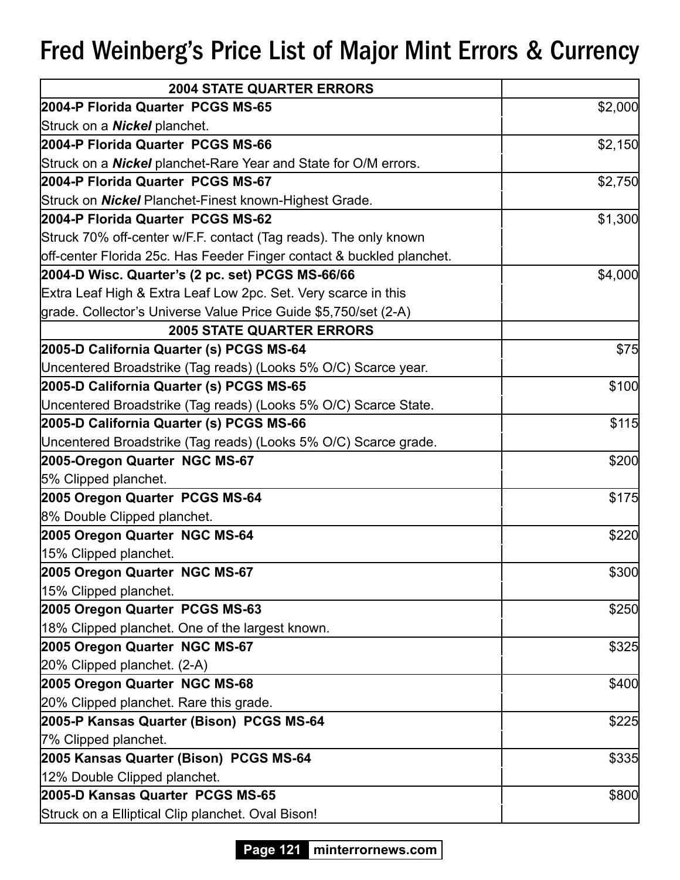# Fred Weinberg's Price List of Major Mint Errors & Currency

| 2004 STATE QUARTER ERRORS | |
|---|---|
| **2004-P Florida Quarter PCGS MS-65** | $2,000 |
| Struck on a ***Nickel*** planchet. | |
| **2004-P Florida Quarter PCGS MS-66** | $2,150 |
| Struck on a ***Nickel*** planchet-Rare Year and State for O/M errors. | |
| **2004-P Florida Quarter PCGS MS-67** | $2,750 |
| Struck on ***Nickel*** Planchet-Finest known-Highest Grade. | |
| **2004-P Florida Quarter PCGS MS-62** | $1,300 |
| Struck 70% off-center w/F.F. contact (Tag reads). The only known off-center Florida 25c. Has Feeder Finger contact & buckled planchet. | |
| **2004-D Wisc. Quarter's (2 pc. set) PCGS MS-66/66** | $4,000 |
| Extra Leaf High & Extra Leaf Low 2pc. Set. Very scarce in this grade. Collector's Universe Value Price Guide $5,750/set (2-A) | |
| **2005 STATE QUARTER ERRORS** | |
| **2005-D California Quarter (s) PCGS MS-64** | $75 |
| Uncentered Broadstrike (Tag reads) (Looks 5% O/C) Scarce year. | |
| **2005-D California Quarter (s) PCGS MS-65** | $100 |
| Uncentered Broadstrike (Tag reads) (Looks 5% O/C) Scarce State. | |
| **2005-D California Quarter (s) PCGS MS-66** | $115 |
| Uncentered Broadstrike (Tag reads) (Looks 5% O/C) Scarce grade. | |
| **2005-Oregon Quarter NGC MS-67** | $200 |
| 5% Clipped planchet. | |
| **2005 Oregon Quarter PCGS MS-64** | $175 |
| 8% Double Clipped planchet. | |
| **2005 Oregon Quarter NGC MS-64** | $220 |
| 15% Clipped planchet. | |
| **2005 Oregon Quarter NGC MS-67** | $300 |
| 15% Clipped planchet. | |
| **2005 Oregon Quarter PCGS MS-63** | $250 |
| 18% Clipped planchet. One of the largest known. | |
| **2005 Oregon Quarter NGC MS-67** | $325 |
| 20% Clipped planchet. (2-A) | |
| **2005 Oregon Quarter NGC MS-68** | $400 |
| 20% Clipped planchet. Rare this grade. | |
| **2005-P Kansas Quarter (Bison) PCGS MS-64** | $225 |
| 7% Clipped planchet. | |
| **2005 Kansas Quarter (Bison) PCGS MS-64** | $335 |
| 12% Double Clipped planchet. | |
| **2005-D Kansas Quarter PCGS MS-65** | $800 |
| Struck on a Elliptical Clip planchet. Oval Bison! | |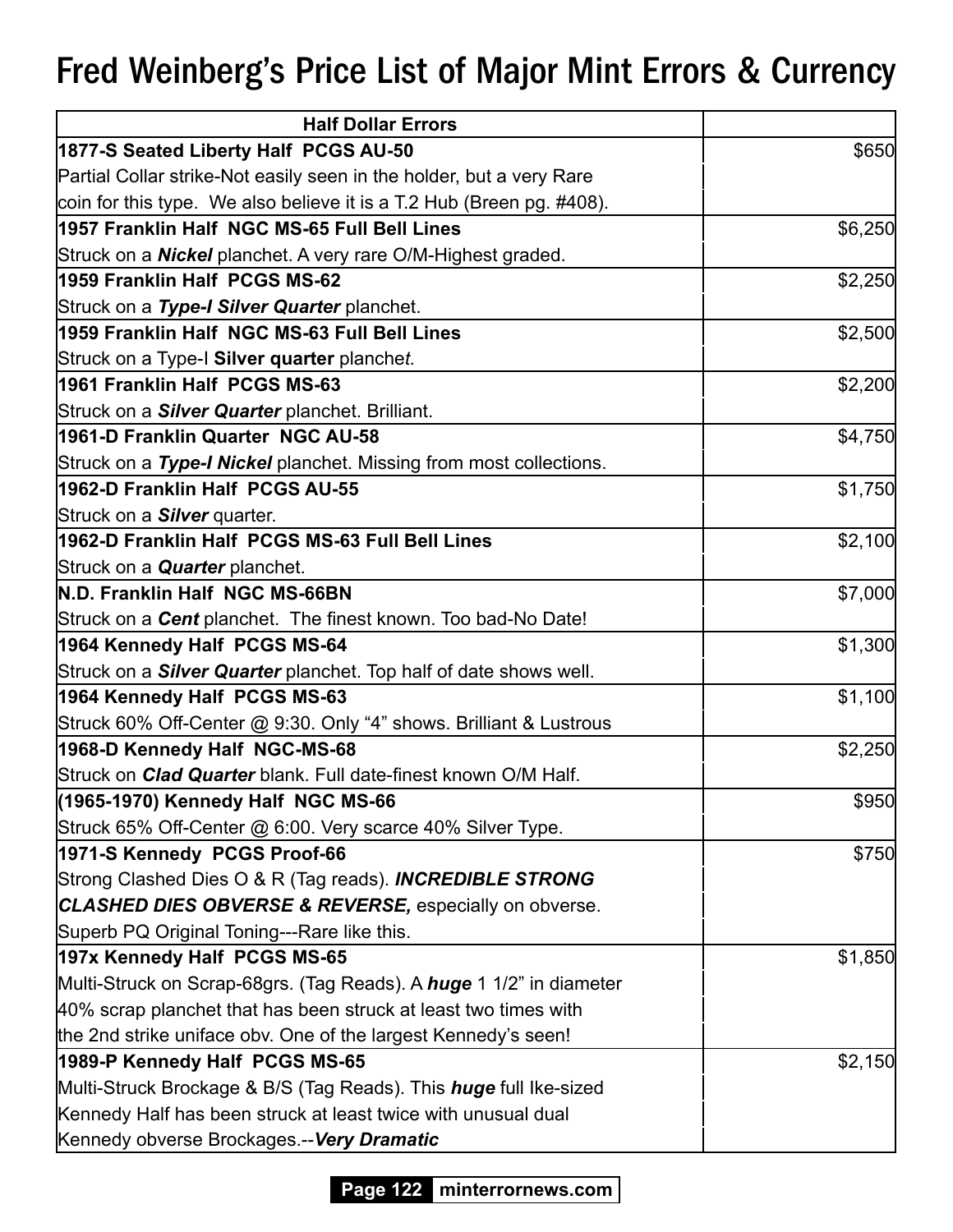# Fred Weinberg's Price List of Major Mint Errors & Currency

| Half Dollar Errors | |
|---|---|
| **1877-S Seated Liberty Half PCGS AU-50** | $650 |
| Partial Collar strike-Not easily seen in the holder, but a very Rare coin for this type. We also believe it is a T.2 Hub (Breen pg. #408). | |
| **1957 Franklin Half NGC MS-65 Full Bell Lines** | $6,250 |
| Struck on a ***Nickel*** planchet. A very rare O/M-Highest graded. | |
| **1959 Franklin Half PCGS MS-62** | $2,250 |
| Struck on a ***Type-I Silver Quarter*** planchet. | |
| **1959 Franklin Half NGC MS-63 Full Bell Lines** | $2,500 |
| Struck on a Type-I **Silver quarter** planche*t.* | |
| **1961 Franklin Half PCGS MS-63** | $2,200 |
| Struck on a ***Silver Quarter*** planchet. Brilliant. | |
| **1961-D Franklin Quarter NGC AU-58** | $4,750 |
| Struck on a ***Type-I Nickel*** planchet. Missing from most collections. | |
| **1962-D Franklin Half PCGS AU-55** | $1,750 |
| Struck on a ***Silver*** quarter. | |
| **1962-D Franklin Half PCGS MS-63 Full Bell Lines** | $2,100 |
| Struck on a ***Quarter*** planchet. | |
| **N.D. Franklin Half NGC MS-66BN** | $7,000 |
| Struck on a ***Cent*** planchet. The finest known. Too bad-No Date! | |
| **1964 Kennedy Half PCGS MS-64** | $1,300 |
| Struck on a ***Silver Quarter*** planchet. Top half of date shows well. | |
| **1964 Kennedy Half PCGS MS-63** | $1,100 |
| Struck 60% Off-Center @ 9:30. Only "4" shows. Brilliant & Lustrous | |
| **1968-D Kennedy Half NGC-MS-68** | $2,250 |
| Struck on ***Clad Quarter*** blank. Full date-finest known O/M Half. | |
| **(1965-1970) Kennedy Half NGC MS-66** | $950 |
| Struck 65% Off-Center @ 6:00. Very scarce 40% Silver Type. | |
| **1971-S Kennedy PCGS Proof-66** | $750 |
| Strong Clashed Dies O & R (Tag reads). ***INCREDIBLE STRONG CLASHED DIES OBVERSE & REVERSE,*** especially on obverse. Superb PQ Original Toning---Rare like this. | |
| **197x Kennedy Half PCGS MS-65** | $1,850 |
| Multi-Struck on Scrap-68grs. (Tag Reads). A ***huge*** 1 1/2" in diameter 40% scrap planchet that has been struck at least two times with the 2nd strike uniface obv. One of the largest Kennedy's seen! | |
| **1989-P Kennedy Half PCGS MS-65** | $2,150 |
| Multi-Struck Brockage & B/S (Tag Reads). This ***huge*** full Ike-sized Kennedy Half has been struck at least twice with unusual dual Kennedy obverse Brockages.--***Very Dramatic*** | |

**Page 122** minterrornews.com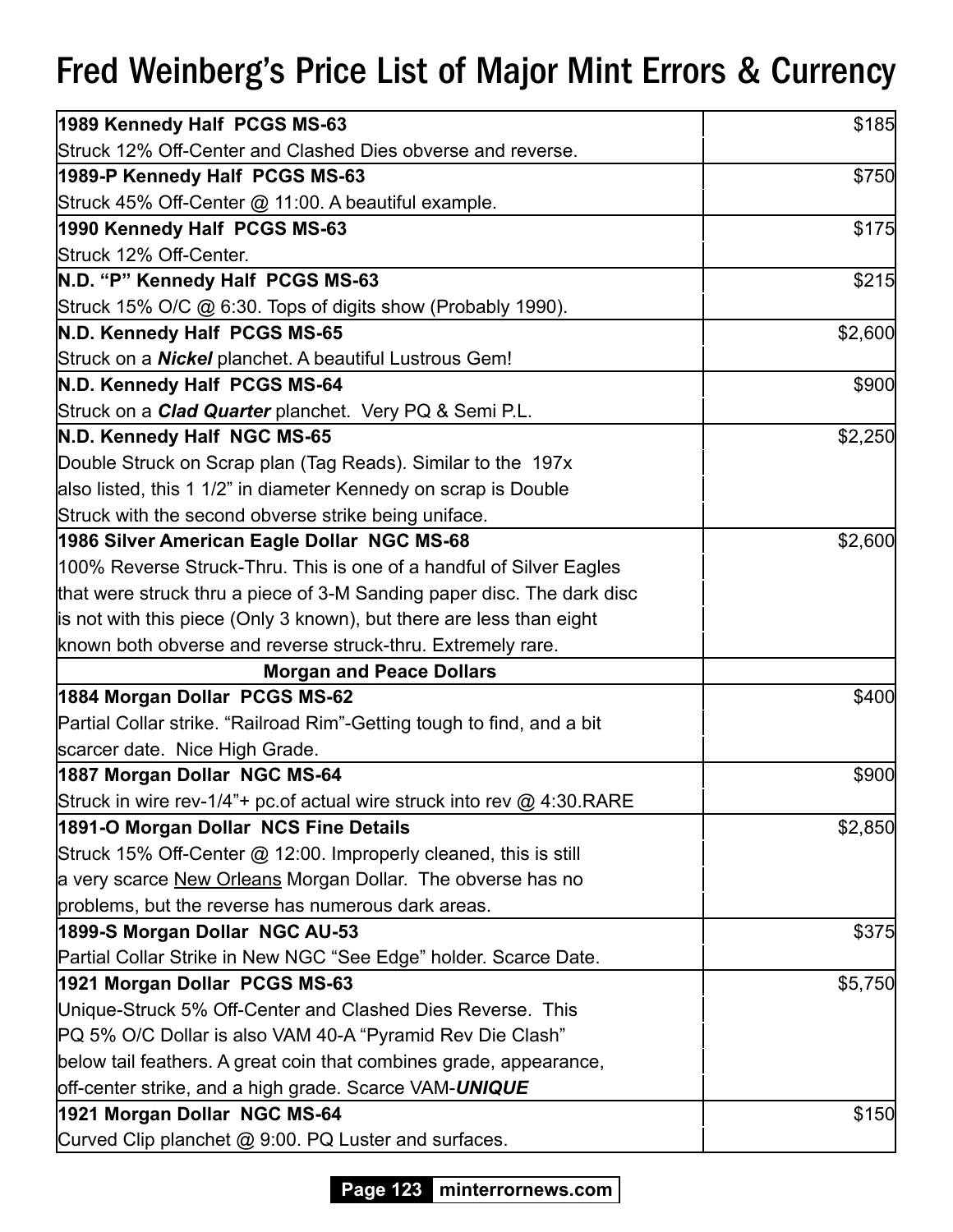# Fred Weinberg's Price List of Major Mint Errors & Currency

| Description | Price |
|---|---|
| **1989 Kennedy Half PCGS MS-63**<br>Struck 12% Off-Center and Clashed Dies obverse and reverse. | $185 |
| **1989-P Kennedy Half PCGS MS-63**<br>Struck 45% Off-Center @ 11:00. A beautiful example. | $750 |
| **1990 Kennedy Half PCGS MS-63**<br>Struck 12% Off-Center. | $175 |
| **N.D. "P" Kennedy Half PCGS MS-63**<br>Struck 15% O/C @ 6:30. Tops of digits show (Probably 1990). | $215 |
| **N.D. Kennedy Half PCGS MS-65**<br>Struck on a ***Nickel*** planchet. A beautiful Lustrous Gem! | $2,600 |
| **N.D. Kennedy Half PCGS MS-64**<br>Struck on a ***Clad Quarter*** planchet. Very PQ & Semi P.L. | $900 |
| **N.D. Kennedy Half NGC MS-65**<br>Double Struck on Scrap plan (Tag Reads). Similar to the 197x also listed, this 1 1/2" in diameter Kennedy on scrap is Double Struck with the second obverse strike being uniface. | $2,250 |
| **1986 Silver American Eagle Dollar NGC MS-68**<br>100% Reverse Struck-Thru. This is one of a handful of Silver Eagles that were struck thru a piece of 3-M Sanding paper disc. The dark disc is not with this piece (Only 3 known), but there are less than eight known both obverse and reverse struck-thru. Extremely rare. | $2,600 |
| **Morgan and Peace Dollars** | |
| **1884 Morgan Dollar PCGS MS-62**<br>Partial Collar strike. "Railroad Rim"-Getting tough to find, and a bit scarcer date. Nice High Grade. | $400 |
| **1887 Morgan Dollar NGC MS-64**<br>Struck in wire rev-1/4"+ pc.of actual wire struck into rev @ 4:30.RARE | $900 |
| **1891-O Morgan Dollar NCS Fine Details**<br>Struck 15% Off-Center @ 12:00. Improperly cleaned, this is still a very scarce <u>New Orleans</u> Morgan Dollar. The obverse has no problems, but the reverse has numerous dark areas. | $2,850 |
| **1899-S Morgan Dollar NGC AU-53**<br>Partial Collar Strike in New NGC "See Edge" holder. Scarce Date. | $375 |
| **1921 Morgan Dollar PCGS MS-63**<br>Unique-Struck 5% Off-Center and Clashed Dies Reverse. This PQ 5% O/C Dollar is also VAM 40-A "Pyramid Rev Die Clash" below tail feathers. A great coin that combines grade, appearance, off-center strike, and a high grade. Scarce VAM-***UNIQUE*** | $5,750 |
| **1921 Morgan Dollar NGC MS-64**<br>Curved Clip planchet @ 9:00. PQ Luster and surfaces. | $150 |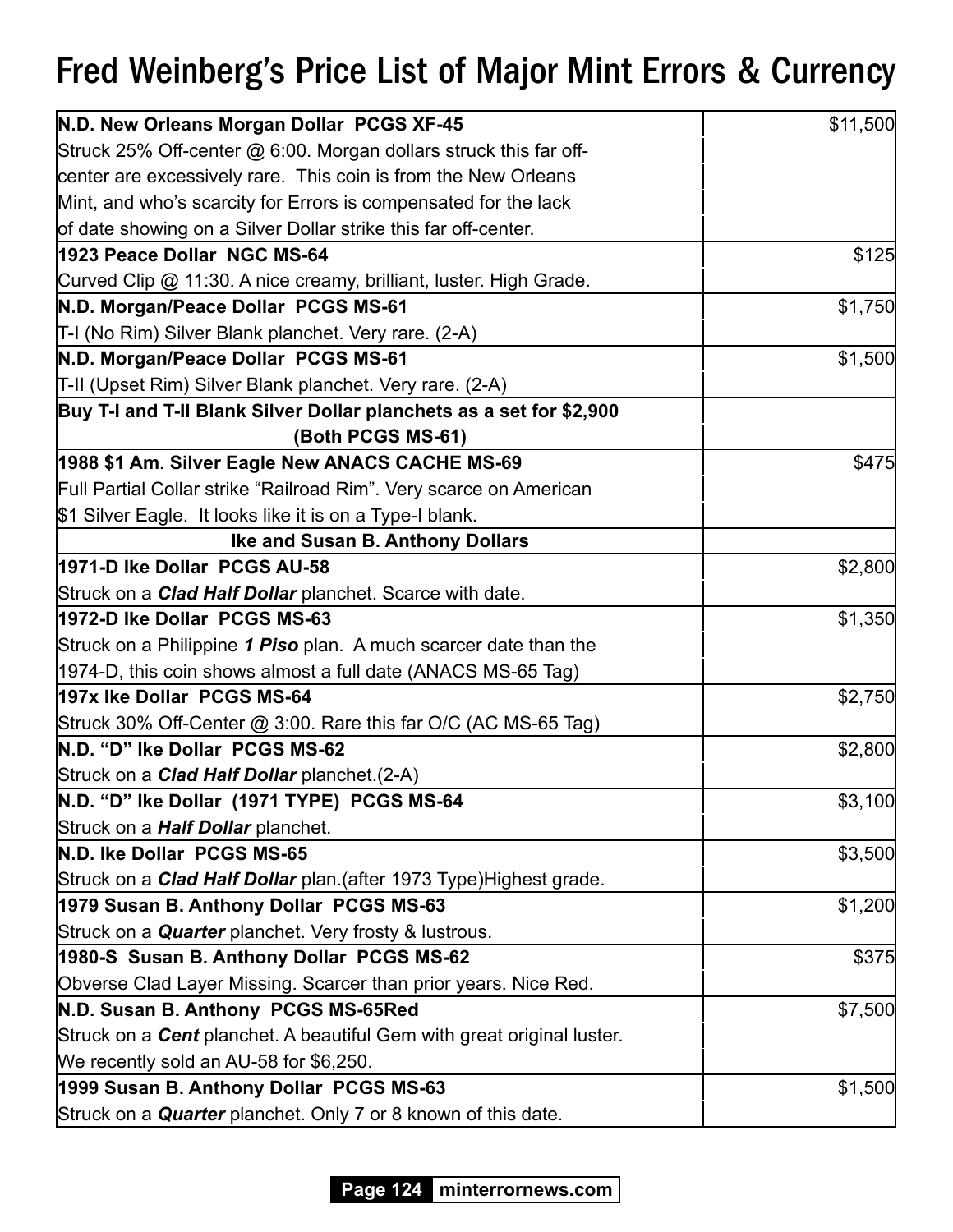# Fred Weinberg's Price List of Major Mint Errors & Currency

| | |
|---|---|
| **N.D. New Orleans Morgan Dollar PCGS XF-45** | $11,500 |
| Struck 25% Off-center @ 6:00. Morgan dollars struck this far off-center are excessively rare. This coin is from the New Orleans Mint, and who's scarcity for Errors is compensated for the lack of date showing on a Silver Dollar strike this far off-center. | |
| **1923 Peace Dollar NGC MS-64** | $125 |
| Curved Clip @ 11:30. A nice creamy, brilliant, luster. High Grade. | |
| **N.D. Morgan/Peace Dollar PCGS MS-61** | $1,750 |
| T-I (No Rim) Silver Blank planchet. Very rare. (2-A) | |
| **N.D. Morgan/Peace Dollar PCGS MS-61** | $1,500 |
| T-II (Upset Rim) Silver Blank planchet. Very rare. (2-A) | |
| **Buy T-I and T-II Blank Silver Dollar planchets as a set for $2,900 (Both PCGS MS-61)** | |
| **1988 $1 Am. Silver Eagle New ANACS CACHE MS-69** | $475 |
| Full Partial Collar strike "Railroad Rim". Very scarce on American $1 Silver Eagle. It looks like it is on a Type-I blank. | |
| **Ike and Susan B. Anthony Dollars** | |
| **1971-D Ike Dollar PCGS AU-58** | $2,800 |
| Struck on a ***Clad Half Dollar*** planchet. Scarce with date. | |
| **1972-D Ike Dollar PCGS MS-63** | $1,350 |
| Struck on a Philippine ***1 Piso*** plan. A much scarcer date than the 1974-D, this coin shows almost a full date (ANACS MS-65 Tag) | |
| **197x Ike Dollar PCGS MS-64** | $2,750 |
| Struck 30% Off-Center @ 3:00. Rare this far O/C (AC MS-65 Tag) | |
| **N.D. "D" Ike Dollar PCGS MS-62** | $2,800 |
| Struck on a ***Clad Half Dollar*** planchet.(2-A) | |
| **N.D. "D" Ike Dollar (1971 TYPE) PCGS MS-64** | $3,100 |
| Struck on a ***Half Dollar*** planchet. | |
| **N.D. Ike Dollar PCGS MS-65** | $3,500 |
| Struck on a ***Clad Half Dollar*** plan.(after 1973 Type)Highest grade. | |
| **1979 Susan B. Anthony Dollar PCGS MS-63** | $1,200 |
| Struck on a ***Quarter*** planchet. Very frosty & lustrous. | |
| **1980-S Susan B. Anthony Dollar PCGS MS-62** | $375 |
| Obverse Clad Layer Missing. Scarcer than prior years. Nice Red. | |
| **N.D. Susan B. Anthony PCGS MS-65Red** | $7,500 |
| Struck on a ***Cent*** planchet. A beautiful Gem with great original luster. We recently sold an AU-58 for $6,250. | |
| **1999 Susan B. Anthony Dollar PCGS MS-63** | $1,500 |
| Struck on a ***Quarter*** planchet. Only 7 or 8 known of this date. | |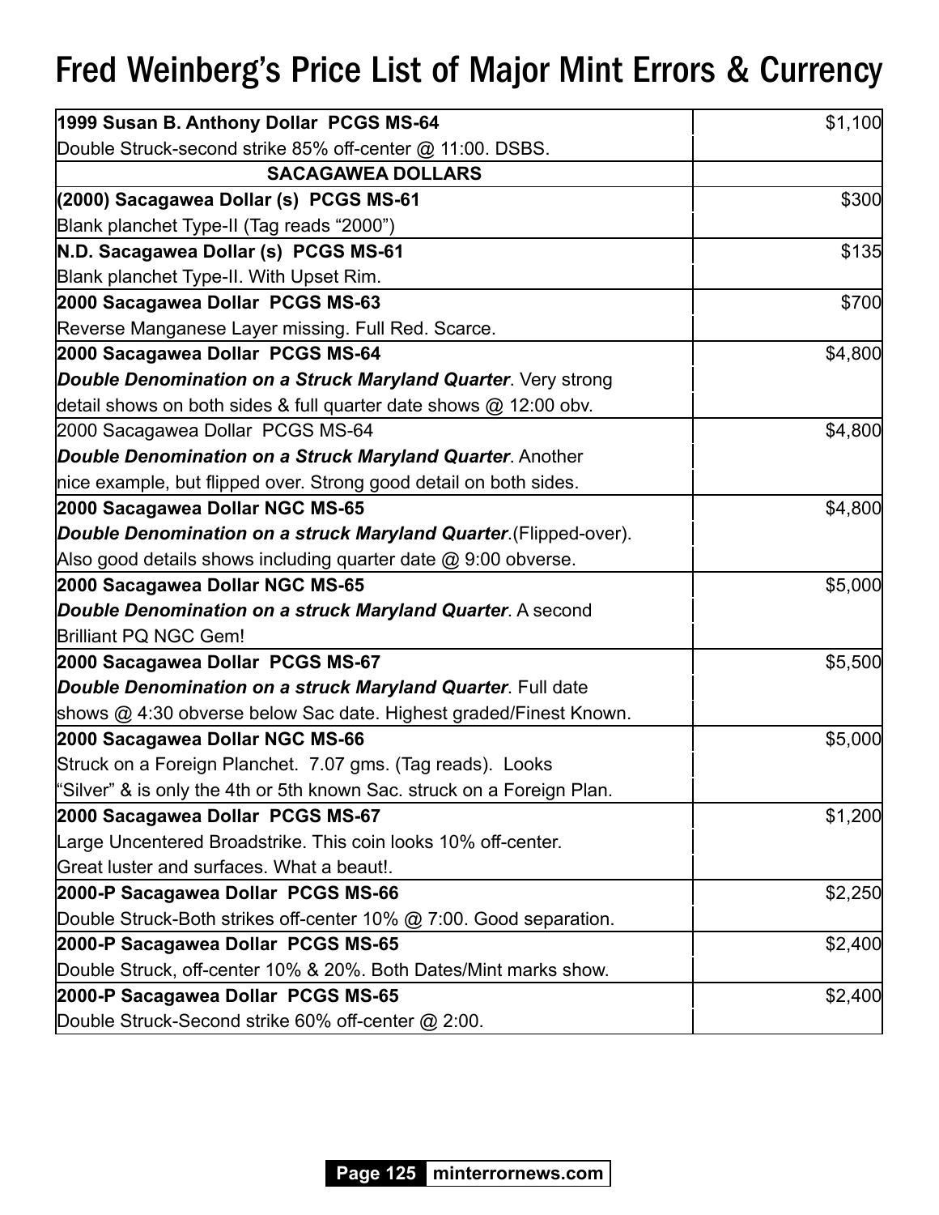# Fred Weinberg's Price List of Major Mint Errors & Currency

| Description | Price |
|---|---|
| **1999 Susan B. Anthony Dollar PCGS MS-64**<br>Double Struck-second strike 85% off-center @ 11:00. DSBS. | $1,100 |
| **SACAGAWEA DOLLARS** | |
| **(2000) Sacagawea Dollar (s) PCGS MS-61**<br>Blank planchet Type-II (Tag reads "2000") | $300 |
| **N.D. Sacagawea Dollar (s) PCGS MS-61**<br>Blank planchet Type-II. With Upset Rim. | $135 |
| **2000 Sacagawea Dollar PCGS MS-63**<br>Reverse Manganese Layer missing. Full Red. Scarce. | $700 |
| **2000 Sacagawea Dollar PCGS MS-64**<br>***Double Denomination on a Struck Maryland Quarter***. Very strong detail shows on both sides & full quarter date shows @ 12:00 obv. | $4,800 |
| 2000 Sacagawea Dollar PCGS MS-64<br>***Double Denomination on a Struck Maryland Quarter***. Another nice example, but flipped over. Strong good detail on both sides. | $4,800 |
| **2000 Sacagawea Dollar NGC MS-65**<br>***Double Denomination on a struck Maryland Quarter***.(Flipped-over). Also good details shows including quarter date @ 9:00 obverse. | $4,800 |
| **2000 Sacagawea Dollar NGC MS-65**<br>***Double Denomination on a struck Maryland Quarter***. A second Brilliant PQ NGC Gem! | $5,000 |
| **2000 Sacagawea Dollar PCGS MS-67**<br>***Double Denomination on a struck Maryland Quarter***. Full date shows @ 4:30 obverse below Sac date. Highest graded/Finest Known. | $5,500 |
| **2000 Sacagawea Dollar NGC MS-66**<br>Struck on a Foreign Planchet. 7.07 gms. (Tag reads). Looks "Silver" & is only the 4th or 5th known Sac. struck on a Foreign Plan. | $5,000 |
| **2000 Sacagawea Dollar PCGS MS-67**<br>Large Uncentered Broadstrike. This coin looks 10% off-center. Great luster and surfaces. What a beaut!. | $1,200 |
| **2000-P Sacagawea Dollar PCGS MS-66**<br>Double Struck-Both strikes off-center 10% @ 7:00. Good separation. | $2,250 |
| **2000-P Sacagawea Dollar PCGS MS-65**<br>Double Struck, off-center 10% & 20%. Both Dates/Mint marks show. | $2,400 |
| **2000-P Sacagawea Dollar PCGS MS-65**<br>Double Struck-Second strike 60% off-center @ 2:00. | $2,400 |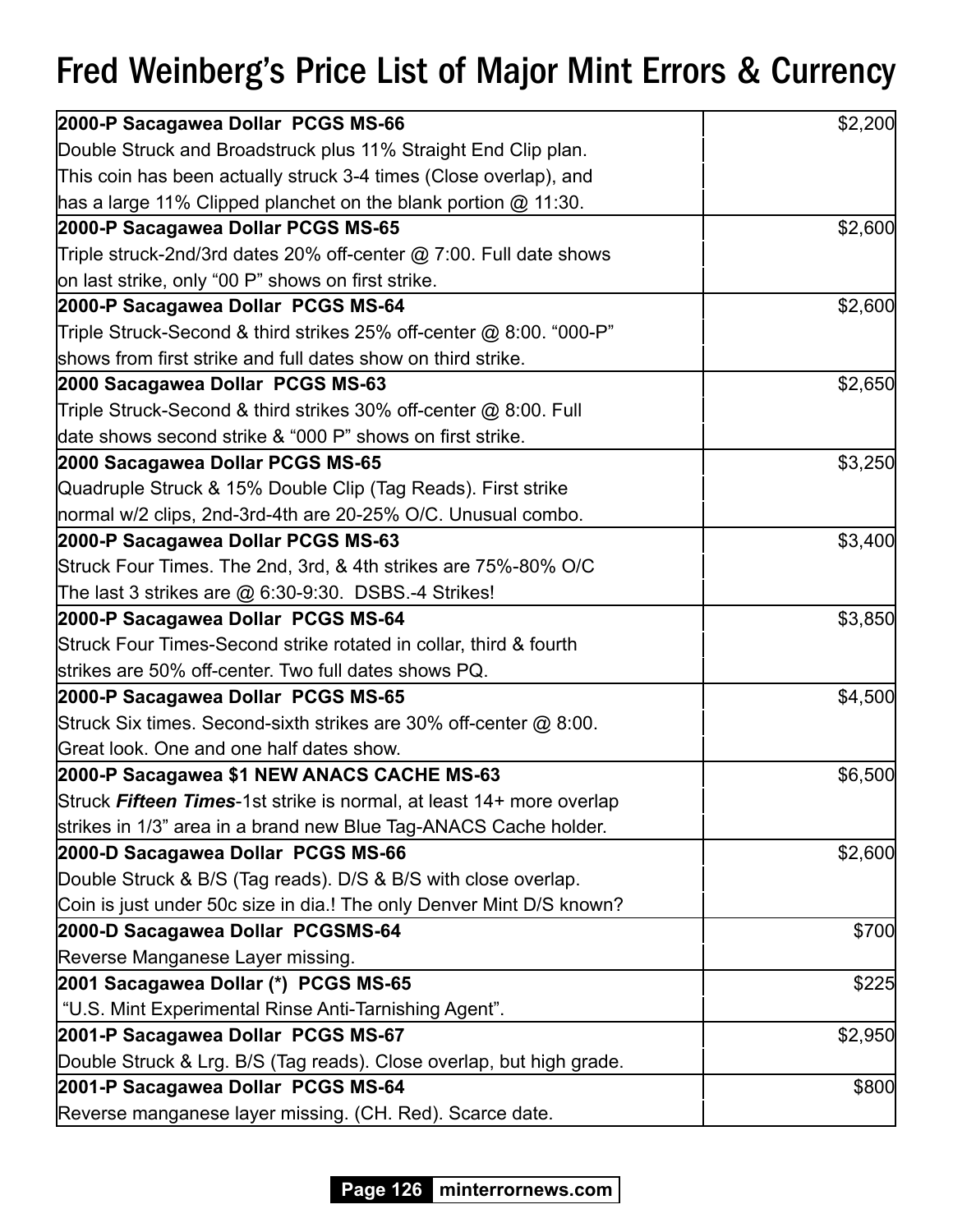# Fred Weinberg's Price List of Major Mint Errors & Currency

| Description | Price |
|---|---|
| **2000-P Sacagawea Dollar PCGS MS-66**<br>Double Struck and Broadstruck plus 11% Straight End Clip plan.<br>This coin has been actually struck 3-4 times (Close overlap), and<br>has a large 11% Clipped planchet on the blank portion @ 11:30. | $2,200 |
| **2000-P Sacagawea Dollar PCGS MS-65**<br>Triple struck-2nd/3rd dates 20% off-center @ 7:00. Full date shows<br>on last strike, only "00 P" shows on first strike. | $2,600 |
| **2000-P Sacagawea Dollar PCGS MS-64**<br>Triple Struck-Second & third strikes 25% off-center @ 8:00. "000-P"<br>shows from first strike and full dates show on third strike. | $2,600 |
| **2000 Sacagawea Dollar PCGS MS-63**<br>Triple Struck-Second & third strikes 30% off-center @ 8:00. Full<br>date shows second strike & "000 P" shows on first strike. | $2,650 |
| **2000 Sacagawea Dollar PCGS MS-65**<br>Quadruple Struck & 15% Double Clip (Tag Reads). First strike<br>normal w/2 clips, 2nd-3rd-4th are 20-25% O/C. Unusual combo. | $3,250 |
| **2000-P Sacagawea Dollar PCGS MS-63**<br>Struck Four Times. The 2nd, 3rd, & 4th strikes are 75%-80% O/C<br>The last 3 strikes are @ 6:30-9:30. DSBS.-4 Strikes! | $3,400 |
| **2000-P Sacagawea Dollar PCGS MS-64**<br>Struck Four Times-Second strike rotated in collar, third & fourth<br>strikes are 50% off-center. Two full dates shows PQ. | $3,850 |
| **2000-P Sacagawea Dollar PCGS MS-65**<br>Struck Six times. Second-sixth strikes are 30% off-center @ 8:00.<br>Great look. One and one half dates show. | $4,500 |
| **2000-P Sacagawea $1 NEW ANACS CACHE MS-63**<br>Struck ***Fifteen Times***-1st strike is normal, at least 14+ more overlap<br>strikes in 1/3" area in a brand new Blue Tag-ANACS Cache holder. | $6,500 |
| **2000-D Sacagawea Dollar PCGS MS-66**<br>Double Struck & B/S (Tag reads). D/S & B/S with close overlap.<br>Coin is just under 50c size in dia.! The only Denver Mint D/S known? | $2,600 |
| **2000-D Sacagawea Dollar PCGSMS-64**<br>Reverse Manganese Layer missing. | $700 |
| **2001 Sacagawea Dollar (*) PCGS MS-65**<br>"U.S. Mint Experimental Rinse Anti-Tarnishing Agent". | $225 |
| **2001-P Sacagawea Dollar PCGS MS-67**<br>Double Struck & Lrg. B/S (Tag reads). Close overlap, but high grade. | $2,950 |
| **2001-P Sacagawea Dollar PCGS MS-64**<br>Reverse manganese layer missing. (CH. Red). Scarce date. | $800 |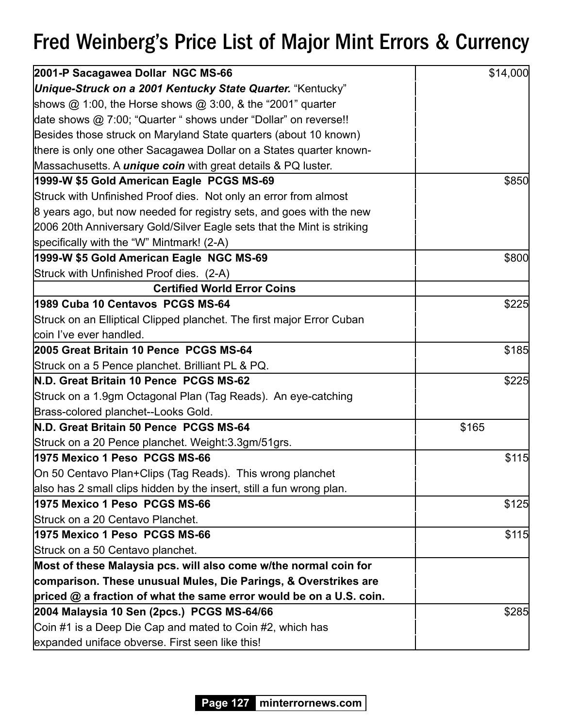# Fred Weinberg's Price List of Major Mint Errors & Currency

| Item | Price |
|---|---|
| **2001-P Sacagawea Dollar NGC MS-66**<br>***Unique-Struck on a 2001 Kentucky State Quarter.*** "Kentucky" shows @ 1:00, the Horse shows @ 3:00, & the "2001" quarter date shows @ 7:00; "Quarter " shows under "Dollar" on reverse!! Besides those struck on Maryland State quarters (about 10 known) there is only one other Sacagawea Dollar on a States quarter known- Massachusetts. A ***unique coin*** with great details & PQ luster. | $14,000 |
| **1999-W $5 Gold American Eagle PCGS MS-69**<br>Struck with Unfinished Proof dies. Not only an error from almost 8 years ago, but now needed for registry sets, and goes with the new 2006 20th Anniversary Gold/Silver Eagle sets that the Mint is striking specifically with the "W" Mintmark! (2-A) | $850 |
| **1999-W $5 Gold American Eagle NGC MS-69**<br>Struck with Unfinished Proof dies. (2-A) | $800 |
| **Certified World Error Coins** | |
| **1989 Cuba 10 Centavos PCGS MS-64**<br>Struck on an Elliptical Clipped planchet. The first major Error Cuban coin I've ever handled. | $225 |
| **2005 Great Britain 10 Pence PCGS MS-64**<br>Struck on a 5 Pence planchet. Brilliant PL & PQ. | $185 |
| **N.D. Great Britain 10 Pence PCGS MS-62**<br>Struck on a 1.9gm Octagonal Plan (Tag Reads). An eye-catching Brass-colored planchet--Looks Gold. | $225 |
| **N.D. Great Britain 50 Pence PCGS MS-64**<br>Struck on a 20 Pence planchet. Weight:3.3gm/51grs. | $165 |
| **1975 Mexico 1 Peso PCGS MS-66**<br>On 50 Centavo Plan+Clips (Tag Reads). This wrong planchet also has 2 small clips hidden by the insert, still a fun wrong plan. | $115 |
| **1975 Mexico 1 Peso PCGS MS-66**<br>Struck on a 20 Centavo Planchet. | $125 |
| **1975 Mexico 1 Peso PCGS MS-66**<br>Struck on a 50 Centavo planchet. | $115 |
| **Most of these Malaysia pcs. will also come w/the normal coin for comparison. These unusual Mules, Die Parings, & Overstrikes are priced @ a fraction of what the same error would be on a U.S. coin.** | |
| **2004 Malaysia 10 Sen (2pcs.) PCGS MS-64/66**<br>Coin #1 is a Deep Die Cap and mated to Coin #2, which has expanded uniface obverse. First seen like this! | $285 |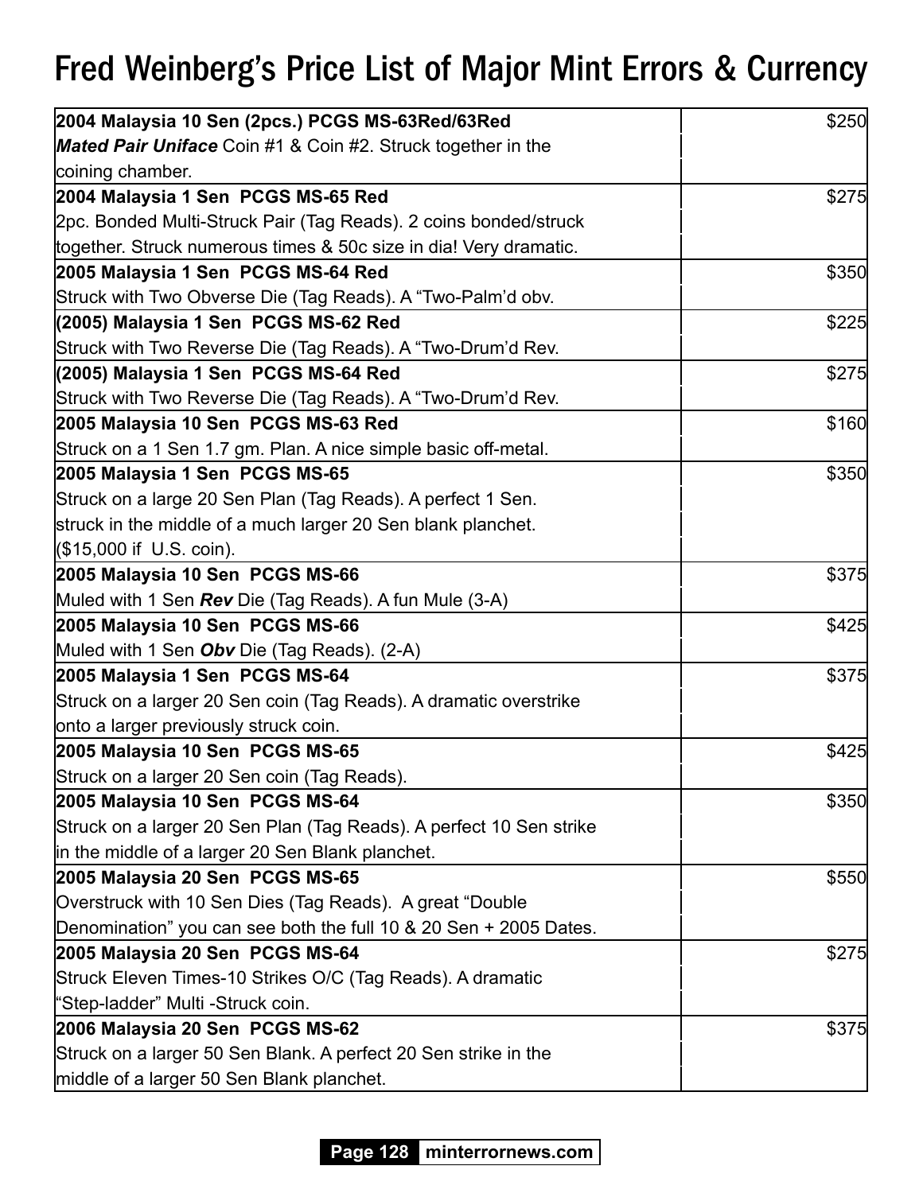# Fred Weinberg's Price List of Major Mint Errors & Currency

| Description | Price |
|---|---|
| **2004 Malaysia 10 Sen (2pcs.) PCGS MS-63Red/63Red**<br>***Mated Pair Uniface*** Coin #1 & Coin #2. Struck together in the coining chamber. | $250 |
| **2004 Malaysia 1 Sen PCGS MS-65 Red**<br>2pc. Bonded Multi-Struck Pair (Tag Reads). 2 coins bonded/struck together. Struck numerous times & 50c size in dia! Very dramatic. | $275 |
| **2005 Malaysia 1 Sen PCGS MS-64 Red**<br>Struck with Two Obverse Die (Tag Reads). A "Two-Palm'd obv. | $350 |
| **(2005) Malaysia 1 Sen PCGS MS-62 Red**<br>Struck with Two Reverse Die (Tag Reads). A "Two-Drum'd Rev. | $225 |
| **(2005) Malaysia 1 Sen PCGS MS-64 Red**<br>Struck with Two Reverse Die (Tag Reads). A "Two-Drum'd Rev. | $275 |
| **2005 Malaysia 10 Sen PCGS MS-63 Red**<br>Struck on a 1 Sen 1.7 gm. Plan. A nice simple basic off-metal. | $160 |
| **2005 Malaysia 1 Sen PCGS MS-65**<br>Struck on a large 20 Sen Plan (Tag Reads). A perfect 1 Sen. struck in the middle of a much larger 20 Sen blank planchet. ($15,000 if U.S. coin). | $350 |
| **2005 Malaysia 10 Sen PCGS MS-66**<br>Muled with 1 Sen ***Rev*** Die (Tag Reads). A fun Mule (3-A) | $375 |
| **2005 Malaysia 10 Sen PCGS MS-66**<br>Muled with 1 Sen ***Obv*** Die (Tag Reads). (2-A) | $425 |
| **2005 Malaysia 1 Sen PCGS MS-64**<br>Struck on a larger 20 Sen coin (Tag Reads). A dramatic overstrike onto a larger previously struck coin. | $375 |
| **2005 Malaysia 10 Sen PCGS MS-65**<br>Struck on a larger 20 Sen coin (Tag Reads). | $425 |
| **2005 Malaysia 10 Sen PCGS MS-64**<br>Struck on a larger 20 Sen Plan (Tag Reads). A perfect 10 Sen strike in the middle of a larger 20 Sen Blank planchet. | $350 |
| **2005 Malaysia 20 Sen PCGS MS-65**<br>Overstruck with 10 Sen Dies (Tag Reads). A great "Double Denomination" you can see both the full 10 & 20 Sen + 2005 Dates. | $550 |
| **2005 Malaysia 20 Sen PCGS MS-64**<br>Struck Eleven Times-10 Strikes O/C (Tag Reads). A dramatic "Step-ladder" Multi -Struck coin. | $275 |
| **2006 Malaysia 20 Sen PCGS MS-62**<br>Struck on a larger 50 Sen Blank. A perfect 20 Sen strike in the middle of a larger 50 Sen Blank planchet. | $375 |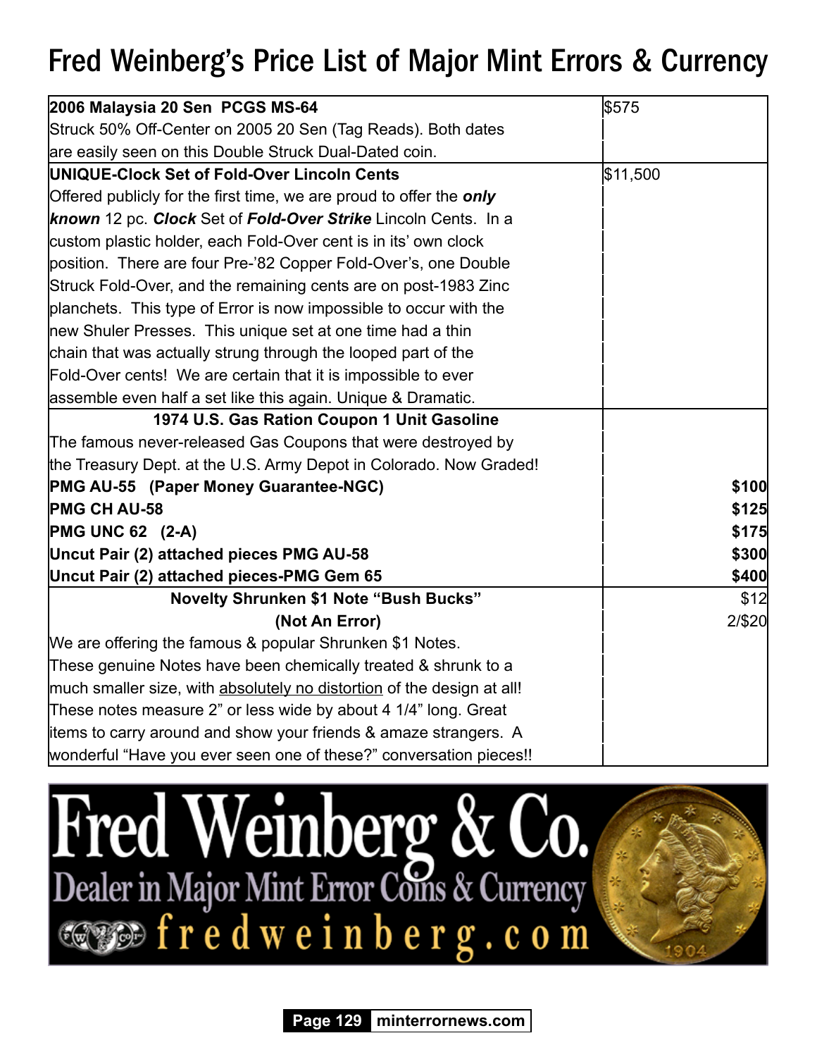# Fred Weinberg's Price List of Major Mint Errors & Currency

| | |
|---|---|
| **2006 Malaysia 20 Sen PCGS MS-64** Struck 50% Off-Center on 2005 20 Sen (Tag Reads). Both dates are easily seen on this Double Struck Dual-Dated coin. | $575 |
| **UNIQUE-Clock Set of Fold-Over Lincoln Cents** Offered publicly for the first time, we are proud to offer the ***only known*** 12 pc. ***Clock*** Set of ***Fold-Over Strike*** Lincoln Cents. In a custom plastic holder, each Fold-Over cent is in its' own clock position. There are four Pre-'82 Copper Fold-Over's, one Double Struck Fold-Over, and the remaining cents are on post-1983 Zinc planchets. This type of Error is now impossible to occur with the new Shuler Presses. This unique set at one time had a thin chain that was actually strung through the looped part of the Fold-Over cents! We are certain that it is impossible to ever assemble even half a set like this again. Unique & Dramatic. | $11,500 |
| **1974 U.S. Gas Ration Coupon 1 Unit Gasoline** The famous never-released Gas Coupons that were destroyed by the Treasury Dept. at the U.S. Army Depot in Colorado. Now Graded! | |
| **PMG AU-55 (Paper Money Guarantee-NGC)** | **$100** |
| **PMG CH AU-58** | **$125** |
| **PMG UNC 62 (2-A)** | **$175** |
| **Uncut Pair (2) attached pieces PMG AU-58** | **$300** |
| **Uncut Pair (2) attached pieces-PMG Gem 65** | **$400** |
| **Novelty Shrunken $1 Note "Bush Bucks" (Not An Error)** We are offering the famous & popular Shrunken $1 Notes. These genuine Notes have been chemically treated & shrunk to a much smaller size, with absolutely no distortion of the design at all! These notes measure 2" or less wide by about 4 1/4" long. Great items to carry around and show your friends & amaze strangers. A wonderful "Have you ever seen one of these?" conversation pieces!! | $12 2/$20 |

**Fred Weinberg & Co.**
Dealer in Major Mint Error Coins & Currency
fredweinberg.com